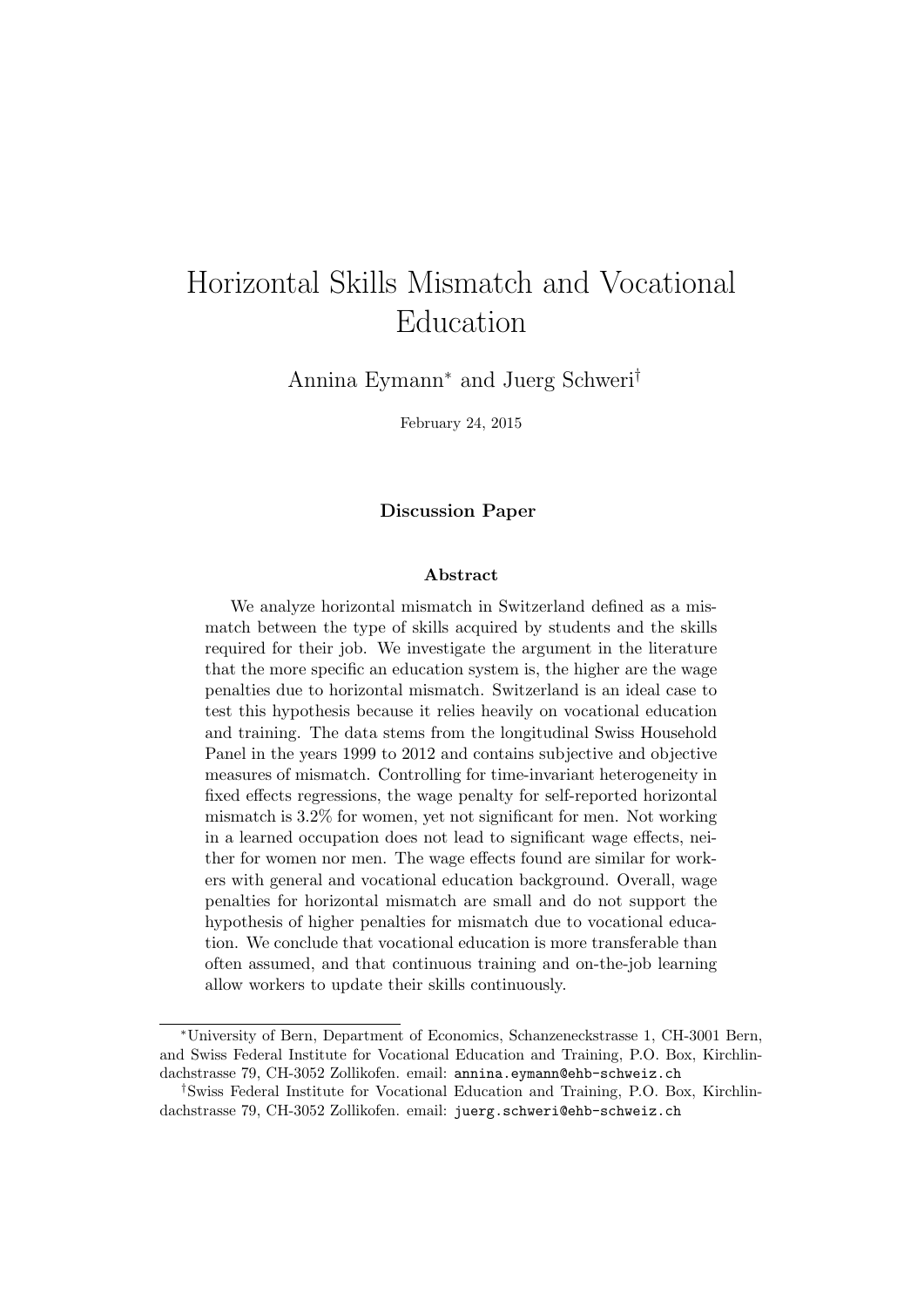# Horizontal Skills Mismatch and Vocational Education

Annina Eymann* and Juerg Schweri†

February 24, 2015

**Discussion Paper**

### Abstract

We analyze horizontal mismatch in Switzerland defined as a mismatch between the type of skills acquired by students and the skills required for their job. We investigate the argument in the literature that the more specific an education system is, the higher are the wage penalties due to horizontal mismatch. Switzerland is an ideal case to test this hypothesis because it relies heavily on vocational education and training. The data stems from the longitudinal Swiss Household Panel in the years 1999 to 2012 and contains subjective and objective measures of mismatch. Controlling for time-invariant heterogeneity in fixed effects regressions, the wage penalty for self-reported horizontal mismatch is 3.2% for women, yet not significant for men. Not working in a learned occupation does not lead to significant wage effects, neither for women nor men. The wage effects found are similar for workers with general and vocational education background. Overall, wage penalties for horizontal mismatch are small and do not support the hypothesis of higher penalties for mismatch due to vocational education. We conclude that vocational education is more transferable than often assumed, and that continuous training and on-the-job learning allow workers to update their skills continuously.

---

*University of Bern, Department of Economics, Schanzeneckstrasse 1, CH-3001 Bern, and Swiss Federal Institute for Vocational Education and Training, P.O. Box, Kirchlindachstrasse 79, CH-3052 Zollikofen. email: `annina.eymann@ehb-schweiz.ch`

†Swiss Federal Institute for Vocational Education and Training, P.O. Box, Kirchlindachstrasse 79, CH-3052 Zollikofen. email: `juerg.schweri@ehb-schweiz.ch`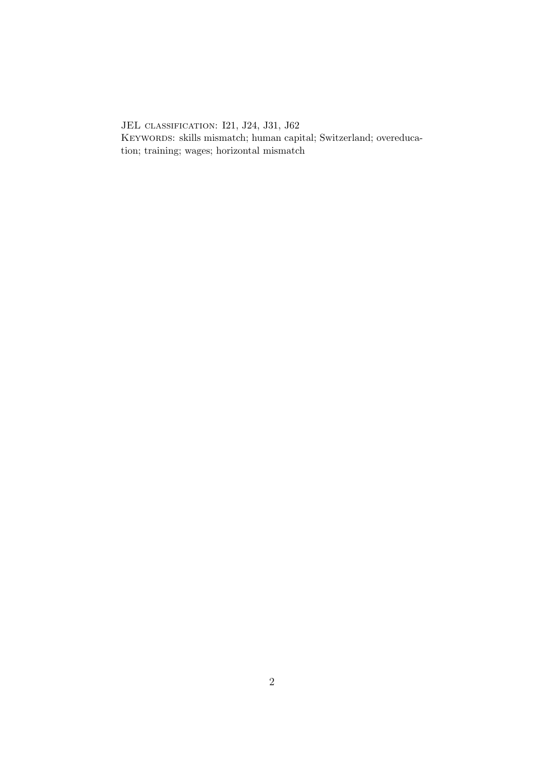JEL classification: I21, J24, J31, J62
Keywords: skills mismatch; human capital; Switzerland; overeducation; training; wages; horizontal mismatch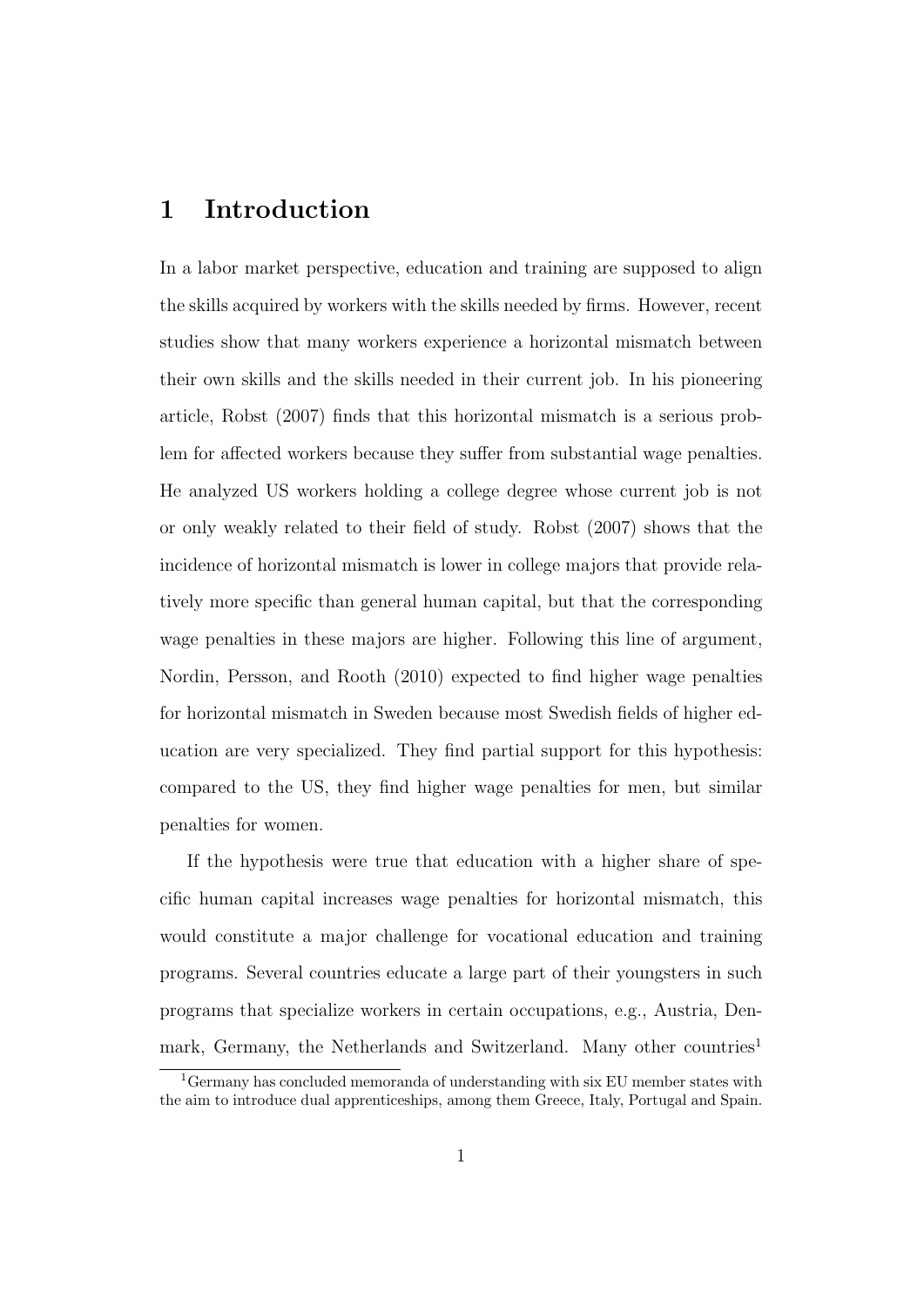# 1 Introduction

In a labor market perspective, education and training are supposed to align the skills acquired by workers with the skills needed by firms. However, recent studies show that many workers experience a horizontal mismatch between their own skills and the skills needed in their current job. In his pioneering article, Robst (2007) finds that this horizontal mismatch is a serious problem for affected workers because they suffer from substantial wage penalties. He analyzed US workers holding a college degree whose current job is not or only weakly related to their field of study. Robst (2007) shows that the incidence of horizontal mismatch is lower in college majors that provide relatively more specific than general human capital, but that the corresponding wage penalties in these majors are higher. Following this line of argument, Nordin, Persson, and Rooth (2010) expected to find higher wage penalties for horizontal mismatch in Sweden because most Swedish fields of higher education are very specialized. They find partial support for this hypothesis: compared to the US, they find higher wage penalties for men, but similar penalties for women.

If the hypothesis were true that education with a higher share of specific human capital increases wage penalties for horizontal mismatch, this would constitute a major challenge for vocational education and training programs. Several countries educate a large part of their youngsters in such programs that specialize workers in certain occupations, e.g., Austria, Denmark, Germany, the Netherlands and Switzerland. Many other countries[1]

[1] Germany has concluded memoranda of understanding with six EU member states with the aim to introduce dual apprenticeships, among them Greece, Italy, Portugal and Spain.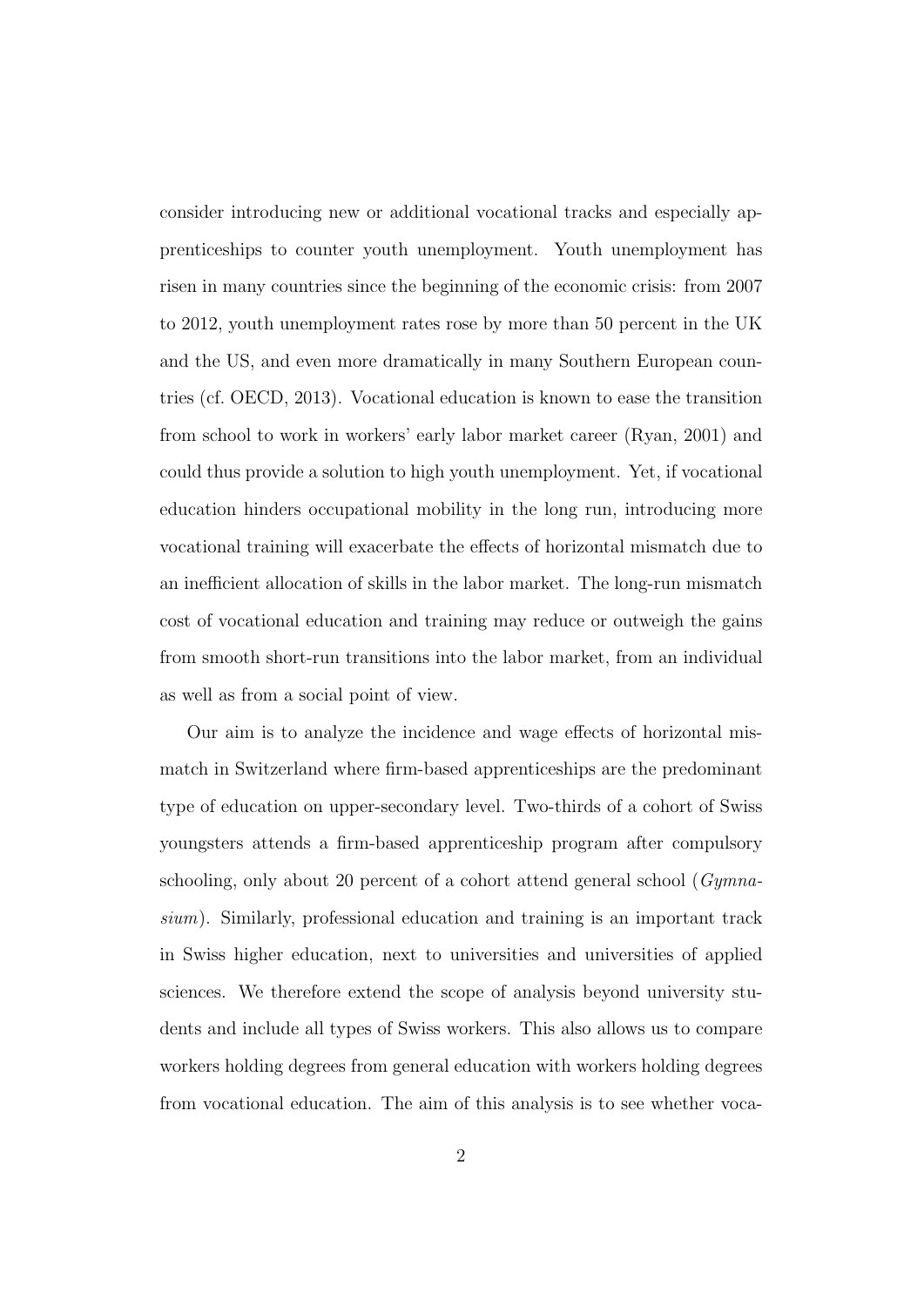consider introducing new or additional vocational tracks and especially apprenticeships to counter youth unemployment. Youth unemployment has risen in many countries since the beginning of the economic crisis: from 2007 to 2012, youth unemployment rates rose by more than 50 percent in the UK and the US, and even more dramatically in many Southern European countries (cf. OECD, 2013). Vocational education is known to ease the transition from school to work in workers' early labor market career (Ryan, 2001) and could thus provide a solution to high youth unemployment. Yet, if vocational education hinders occupational mobility in the long run, introducing more vocational training will exacerbate the effects of horizontal mismatch due to an inefficient allocation of skills in the labor market. The long-run mismatch cost of vocational education and training may reduce or outweigh the gains from smooth short-run transitions into the labor market, from an individual as well as from a social point of view.

Our aim is to analyze the incidence and wage effects of horizontal mismatch in Switzerland where firm-based apprenticeships are the predominant type of education on upper-secondary level. Two-thirds of a cohort of Swiss youngsters attends a firm-based apprenticeship program after compulsory schooling, only about 20 percent of a cohort attend general school (*Gymnasium*). Similarly, professional education and training is an important track in Swiss higher education, next to universities and universities of applied sciences. We therefore extend the scope of analysis beyond university students and include all types of Swiss workers. This also allows us to compare workers holding degrees from general education with workers holding degrees from vocational education. The aim of this analysis is to see whether voca-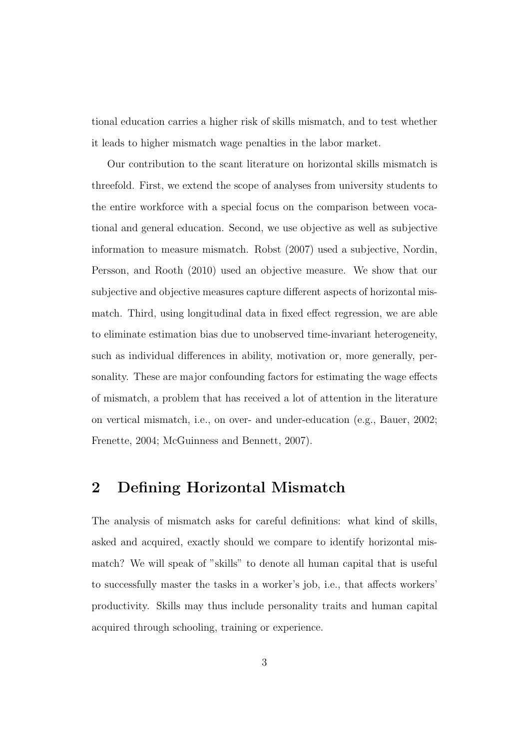tional education carries a higher risk of skills mismatch, and to test whether it leads to higher mismatch wage penalties in the labor market.

Our contribution to the scant literature on horizontal skills mismatch is threefold. First, we extend the scope of analyses from university students to the entire workforce with a special focus on the comparison between vocational and general education. Second, we use objective as well as subjective information to measure mismatch. Robst (2007) used a subjective, Nordin, Persson, and Rooth (2010) used an objective measure. We show that our subjective and objective measures capture different aspects of horizontal mismatch. Third, using longitudinal data in fixed effect regression, we are able to eliminate estimation bias due to unobserved time-invariant heterogeneity, such as individual differences in ability, motivation or, more generally, personality. These are major confounding factors for estimating the wage effects of mismatch, a problem that has received a lot of attention in the literature on vertical mismatch, i.e., on over- and under-education (e.g., Bauer, 2002; Frenette, 2004; McGuinness and Bennett, 2007).

## 2 Defining Horizontal Mismatch

The analysis of mismatch asks for careful definitions: what kind of skills, asked and acquired, exactly should we compare to identify horizontal mismatch? We will speak of "skills" to denote all human capital that is useful to successfully master the tasks in a worker's job, i.e., that affects workers' productivity. Skills may thus include personality traits and human capital acquired through schooling, training or experience.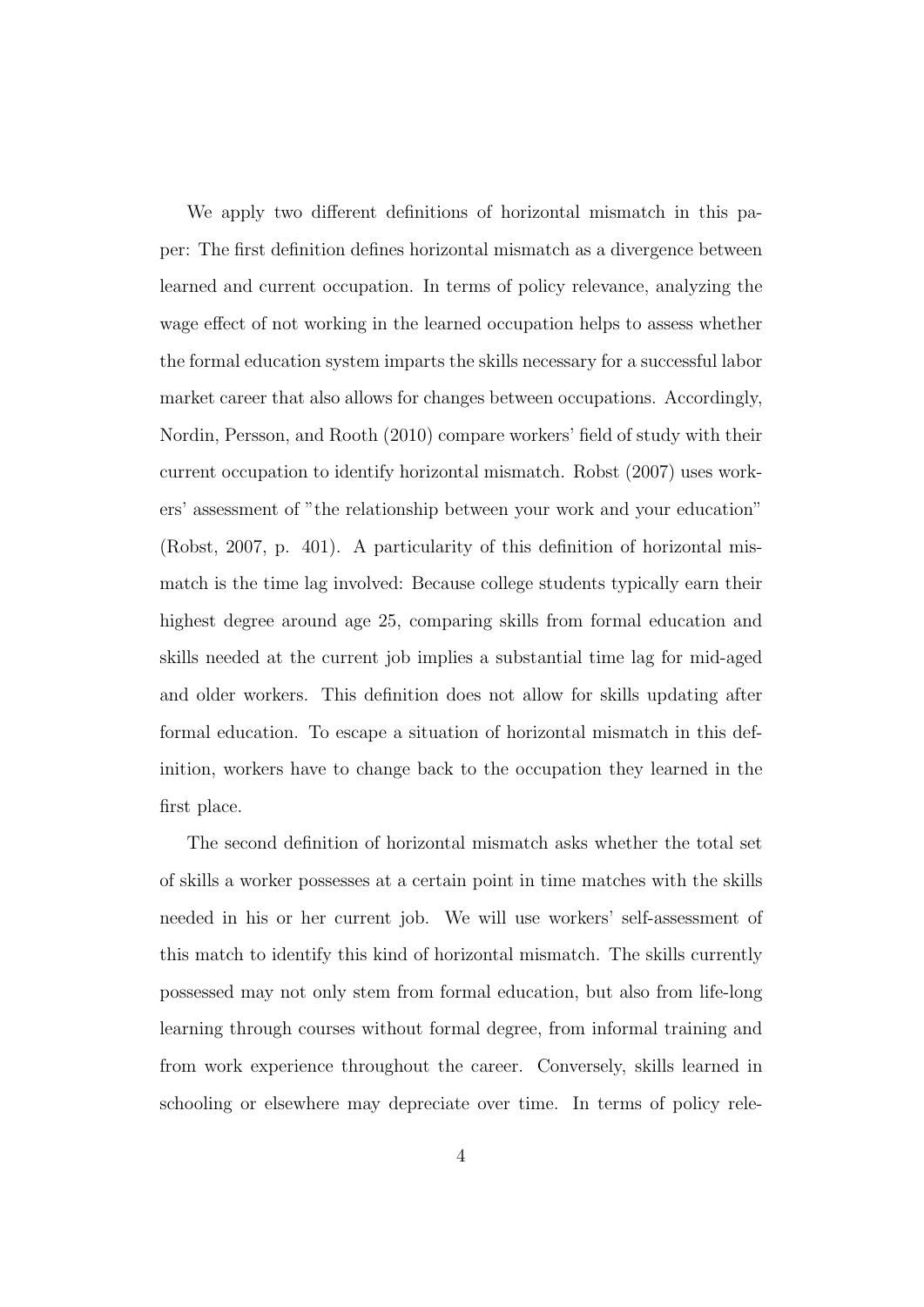We apply two different definitions of horizontal mismatch in this paper: The first definition defines horizontal mismatch as a divergence between learned and current occupation. In terms of policy relevance, analyzing the wage effect of not working in the learned occupation helps to assess whether the formal education system imparts the skills necessary for a successful labor market career that also allows for changes between occupations. Accordingly, Nordin, Persson, and Rooth (2010) compare workers' field of study with their current occupation to identify horizontal mismatch. Robst (2007) uses workers' assessment of "the relationship between your work and your education" (Robst, 2007, p. 401). A particularity of this definition of horizontal mismatch is the time lag involved: Because college students typically earn their highest degree around age 25, comparing skills from formal education and skills needed at the current job implies a substantial time lag for mid-aged and older workers. This definition does not allow for skills updating after formal education. To escape a situation of horizontal mismatch in this definition, workers have to change back to the occupation they learned in the first place.

The second definition of horizontal mismatch asks whether the total set of skills a worker possesses at a certain point in time matches with the skills needed in his or her current job. We will use workers' self-assessment of this match to identify this kind of horizontal mismatch. The skills currently possessed may not only stem from formal education, but also from life-long learning through courses without formal degree, from informal training and from work experience throughout the career. Conversely, skills learned in schooling or elsewhere may depreciate over time. In terms of policy rele-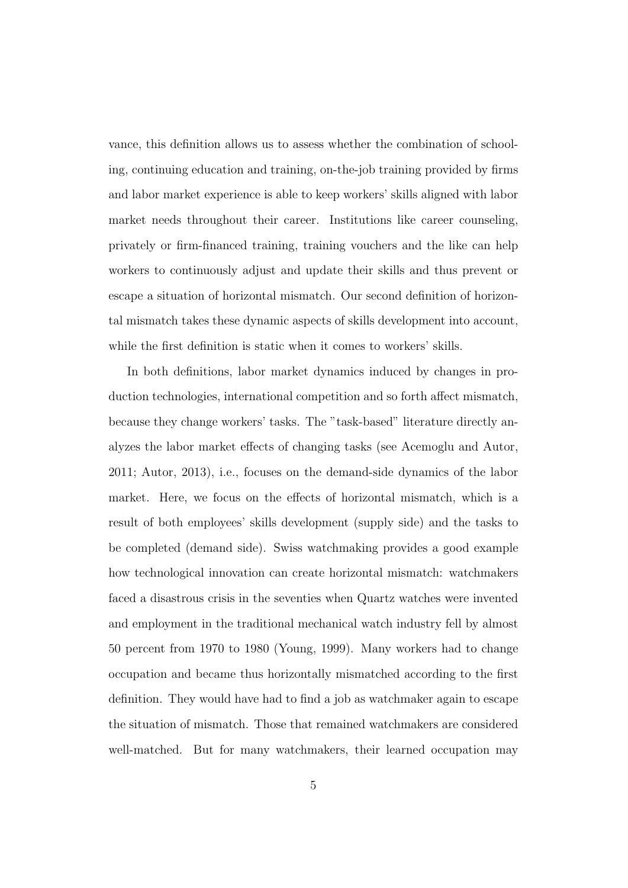vance, this definition allows us to assess whether the combination of schooling, continuing education and training, on-the-job training provided by firms and labor market experience is able to keep workers' skills aligned with labor market needs throughout their career. Institutions like career counseling, privately or firm-financed training, training vouchers and the like can help workers to continuously adjust and update their skills and thus prevent or escape a situation of horizontal mismatch. Our second definition of horizontal mismatch takes these dynamic aspects of skills development into account, while the first definition is static when it comes to workers' skills.

In both definitions, labor market dynamics induced by changes in production technologies, international competition and so forth affect mismatch, because they change workers' tasks. The "task-based" literature directly analyzes the labor market effects of changing tasks (see Acemoglu and Autor, 2011; Autor, 2013), i.e., focuses on the demand-side dynamics of the labor market. Here, we focus on the effects of horizontal mismatch, which is a result of both employees' skills development (supply side) and the tasks to be completed (demand side). Swiss watchmaking provides a good example how technological innovation can create horizontal mismatch: watchmakers faced a disastrous crisis in the seventies when Quartz watches were invented and employment in the traditional mechanical watch industry fell by almost 50 percent from 1970 to 1980 (Young, 1999). Many workers had to change occupation and became thus horizontally mismatched according to the first definition. They would have had to find a job as watchmaker again to escape the situation of mismatch. Those that remained watchmakers are considered well-matched. But for many watchmakers, their learned occupation may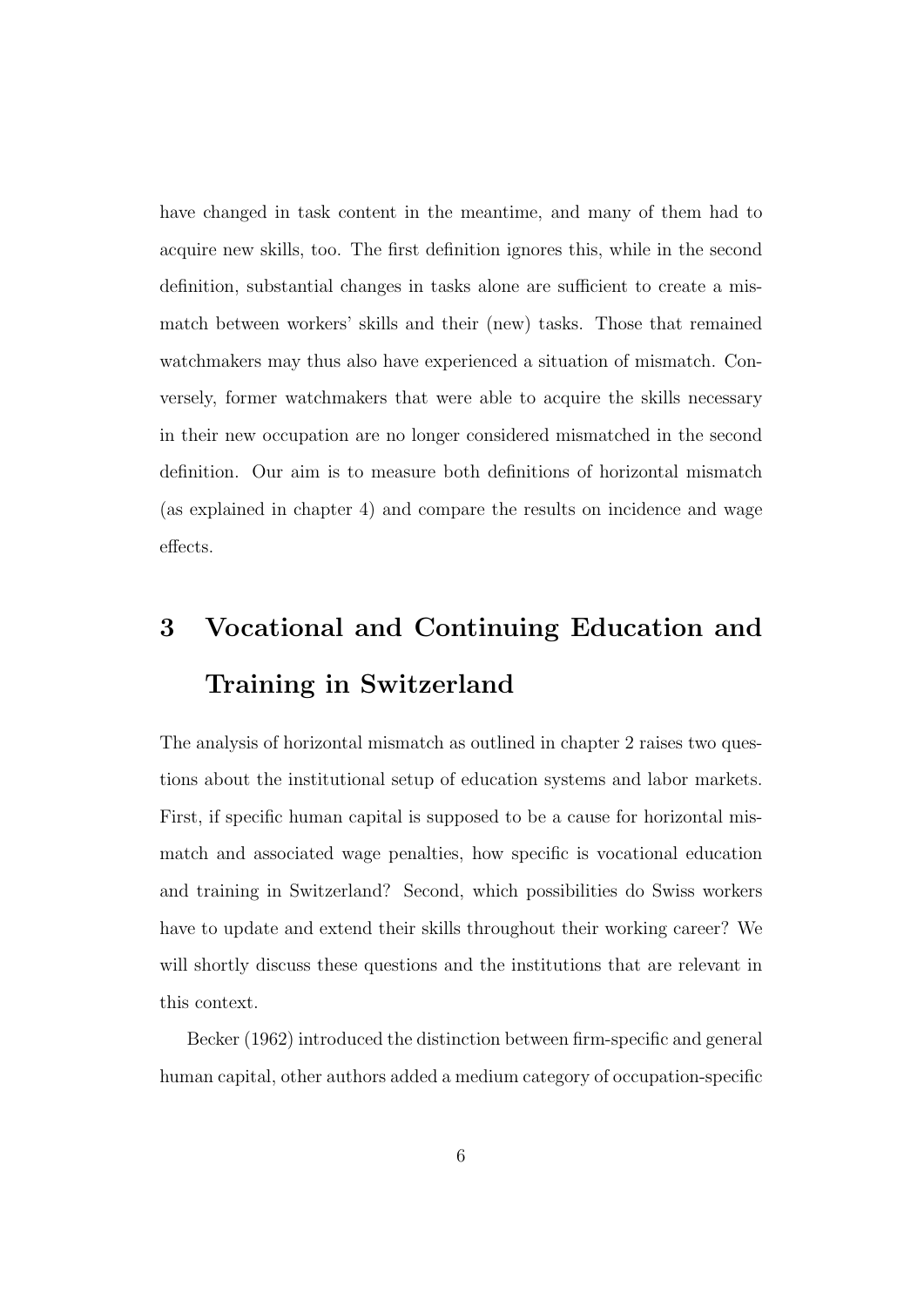have changed in task content in the meantime, and many of them had to acquire new skills, too. The first definition ignores this, while in the second definition, substantial changes in tasks alone are sufficient to create a mismatch between workers' skills and their (new) tasks. Those that remained watchmakers may thus also have experienced a situation of mismatch. Conversely, former watchmakers that were able to acquire the skills necessary in their new occupation are no longer considered mismatched in the second definition. Our aim is to measure both definitions of horizontal mismatch (as explained in chapter 4) and compare the results on incidence and wage effects.

# 3 Vocational and Continuing Education and Training in Switzerland

The analysis of horizontal mismatch as outlined in chapter 2 raises two questions about the institutional setup of education systems and labor markets. First, if specific human capital is supposed to be a cause for horizontal mismatch and associated wage penalties, how specific is vocational education and training in Switzerland? Second, which possibilities do Swiss workers have to update and extend their skills throughout their working career? We will shortly discuss these questions and the institutions that are relevant in this context.

Becker (1962) introduced the distinction between firm-specific and general human capital, other authors added a medium category of occupation-specific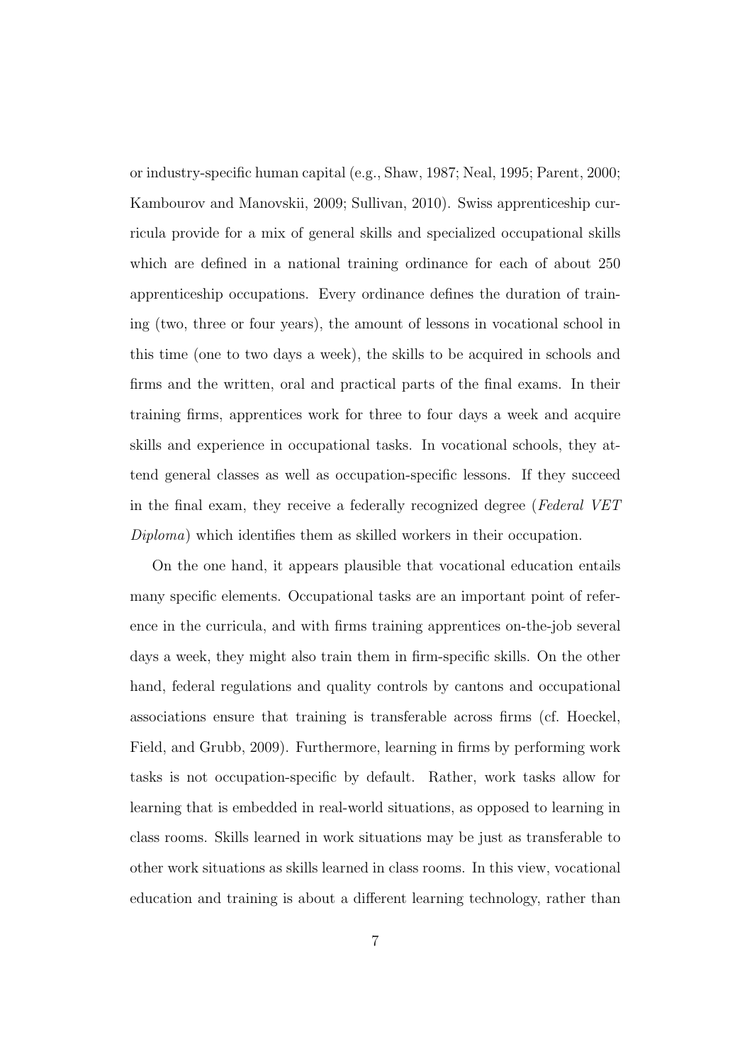or industry-specific human capital (e.g., Shaw, 1987; Neal, 1995; Parent, 2000; Kambourov and Manovskii, 2009; Sullivan, 2010). Swiss apprenticeship curricula provide for a mix of general skills and specialized occupational skills which are defined in a national training ordinance for each of about 250 apprenticeship occupations. Every ordinance defines the duration of training (two, three or four years), the amount of lessons in vocational school in this time (one to two days a week), the skills to be acquired in schools and firms and the written, oral and practical parts of the final exams. In their training firms, apprentices work for three to four days a week and acquire skills and experience in occupational tasks. In vocational schools, they attend general classes as well as occupation-specific lessons. If they succeed in the final exam, they receive a federally recognized degree (*Federal VET Diploma*) which identifies them as skilled workers in their occupation.

On the one hand, it appears plausible that vocational education entails many specific elements. Occupational tasks are an important point of reference in the curricula, and with firms training apprentices on-the-job several days a week, they might also train them in firm-specific skills. On the other hand, federal regulations and quality controls by cantons and occupational associations ensure that training is transferable across firms (cf. Hoeckel, Field, and Grubb, 2009). Furthermore, learning in firms by performing work tasks is not occupation-specific by default. Rather, work tasks allow for learning that is embedded in real-world situations, as opposed to learning in class rooms. Skills learned in work situations may be just as transferable to other work situations as skills learned in class rooms. In this view, vocational education and training is about a different learning technology, rather than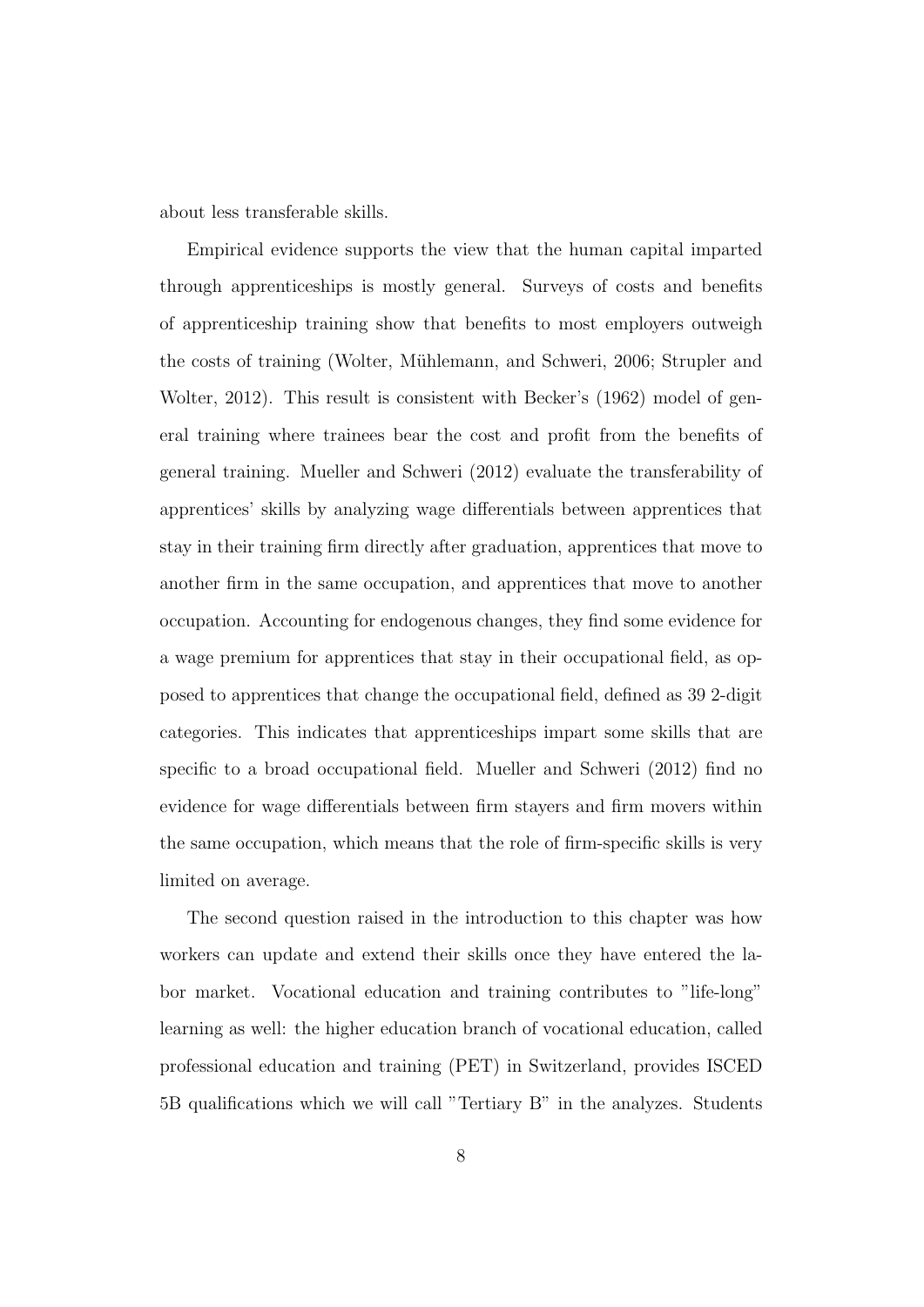about less transferable skills.

Empirical evidence supports the view that the human capital imparted through apprenticeships is mostly general. Surveys of costs and benefits of apprenticeship training show that benefits to most employers outweigh the costs of training (Wolter, Mühlemann, and Schweri, 2006; Strupler and Wolter, 2012). This result is consistent with Becker's (1962) model of general training where trainees bear the cost and profit from the benefits of general training. Mueller and Schweri (2012) evaluate the transferability of apprentices' skills by analyzing wage differentials between apprentices that stay in their training firm directly after graduation, apprentices that move to another firm in the same occupation, and apprentices that move to another occupation. Accounting for endogenous changes, they find some evidence for a wage premium for apprentices that stay in their occupational field, as opposed to apprentices that change the occupational field, defined as 39 2-digit categories. This indicates that apprenticeships impart some skills that are specific to a broad occupational field. Mueller and Schweri (2012) find no evidence for wage differentials between firm stayers and firm movers within the same occupation, which means that the role of firm-specific skills is very limited on average.

The second question raised in the introduction to this chapter was how workers can update and extend their skills once they have entered the labor market. Vocational education and training contributes to "life-long" learning as well: the higher education branch of vocational education, called professional education and training (PET) in Switzerland, provides ISCED 5B qualifications which we will call "Tertiary B" in the analyzes. Students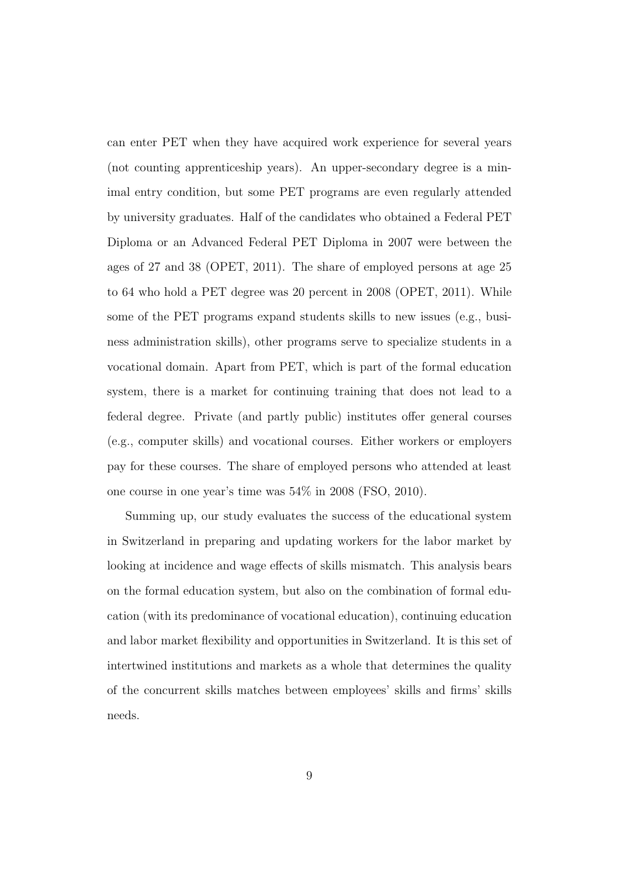can enter PET when they have acquired work experience for several years (not counting apprenticeship years). An upper-secondary degree is a minimal entry condition, but some PET programs are even regularly attended by university graduates. Half of the candidates who obtained a Federal PET Diploma or an Advanced Federal PET Diploma in 2007 were between the ages of 27 and 38 (OPET, 2011). The share of employed persons at age 25 to 64 who hold a PET degree was 20 percent in 2008 (OPET, 2011). While some of the PET programs expand students skills to new issues (e.g., business administration skills), other programs serve to specialize students in a vocational domain. Apart from PET, which is part of the formal education system, there is a market for continuing training that does not lead to a federal degree. Private (and partly public) institutes offer general courses (e.g., computer skills) and vocational courses. Either workers or employers pay for these courses. The share of employed persons who attended at least one course in one year's time was 54% in 2008 (FSO, 2010).

Summing up, our study evaluates the success of the educational system in Switzerland in preparing and updating workers for the labor market by looking at incidence and wage effects of skills mismatch. This analysis bears on the formal education system, but also on the combination of formal education (with its predominance of vocational education), continuing education and labor market flexibility and opportunities in Switzerland. It is this set of intertwined institutions and markets as a whole that determines the quality of the concurrent skills matches between employees' skills and firms' skills needs.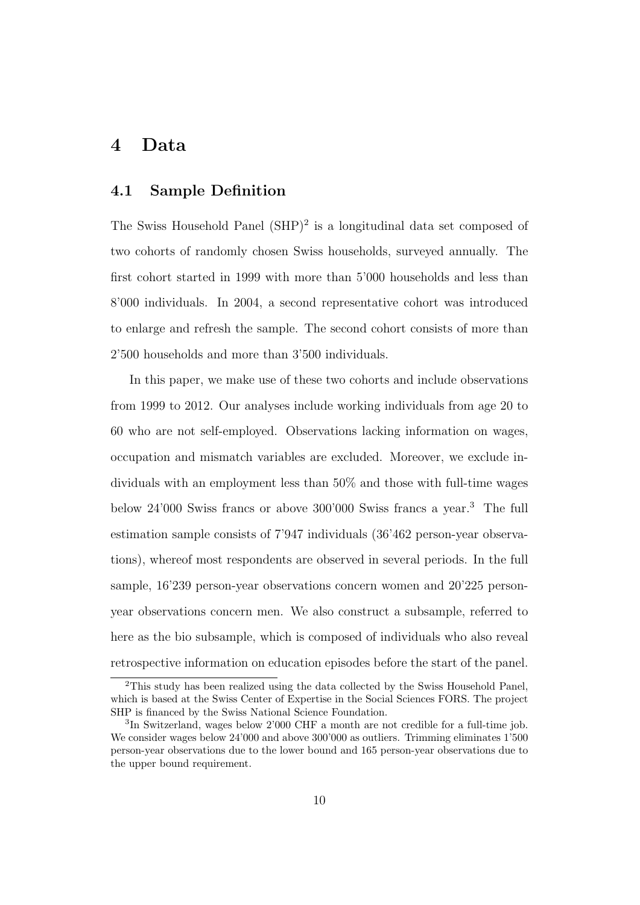# 4 Data

## 4.1 Sample Definition

The Swiss Household Panel (SHP)[2] is a longitudinal data set composed of two cohorts of randomly chosen Swiss households, surveyed annually. The first cohort started in 1999 with more than 5'000 households and less than 8'000 individuals. In 2004, a second representative cohort was introduced to enlarge and refresh the sample. The second cohort consists of more than 2'500 households and more than 3'500 individuals.

In this paper, we make use of these two cohorts and include observations from 1999 to 2012. Our analyses include working individuals from age 20 to 60 who are not self-employed. Observations lacking information on wages, occupation and mismatch variables are excluded. Moreover, we exclude individuals with an employment less than 50% and those with full-time wages below 24'000 Swiss francs or above 300'000 Swiss francs a year.[3] The full estimation sample consists of 7'947 individuals (36'462 person-year observations), whereof most respondents are observed in several periods. In the full sample, 16'239 person-year observations concern women and 20'225 person-year observations concern men. We also construct a subsample, referred to here as the bio subsample, which is composed of individuals who also reveal retrospective information on education episodes before the start of the panel.

[2] This study has been realized using the data collected by the Swiss Household Panel, which is based at the Swiss Center of Expertise in the Social Sciences FORS. The project SHP is financed by the Swiss National Science Foundation.

[3] In Switzerland, wages below 2'000 CHF a month are not credible for a full-time job. We consider wages below 24'000 and above 300'000 as outliers. Trimming eliminates 1'500 person-year observations due to the lower bound and 165 person-year observations due to the upper bound requirement.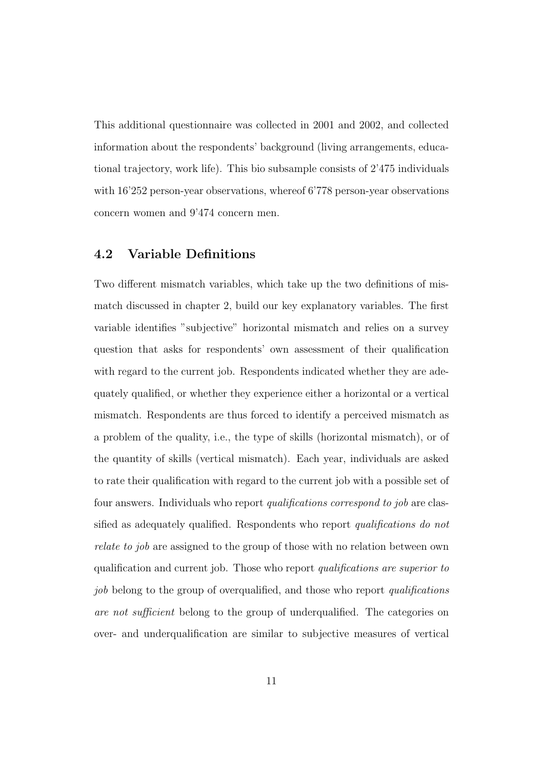This additional questionnaire was collected in 2001 and 2002, and collected information about the respondents' background (living arrangements, educational trajectory, work life). This bio subsample consists of 2'475 individuals with 16'252 person-year observations, whereof 6'778 person-year observations concern women and 9'474 concern men.

## 4.2 Variable Definitions

Two different mismatch variables, which take up the two definitions of mismatch discussed in chapter 2, build our key explanatory variables. The first variable identifies "subjective" horizontal mismatch and relies on a survey question that asks for respondents' own assessment of their qualification with regard to the current job. Respondents indicated whether they are adequately qualified, or whether they experience either a horizontal or a vertical mismatch. Respondents are thus forced to identify a perceived mismatch as a problem of the quality, i.e., the type of skills (horizontal mismatch), or of the quantity of skills (vertical mismatch). Each year, individuals are asked to rate their qualification with regard to the current job with a possible set of four answers. Individuals who report *qualifications correspond to job* are classified as adequately qualified. Respondents who report *qualifications do not relate to job* are assigned to the group of those with no relation between own qualification and current job. Those who report *qualifications are superior to job* belong to the group of overqualified, and those who report *qualifications are not sufficient* belong to the group of underqualified. The categories on over- and underqualification are similar to subjective measures of vertical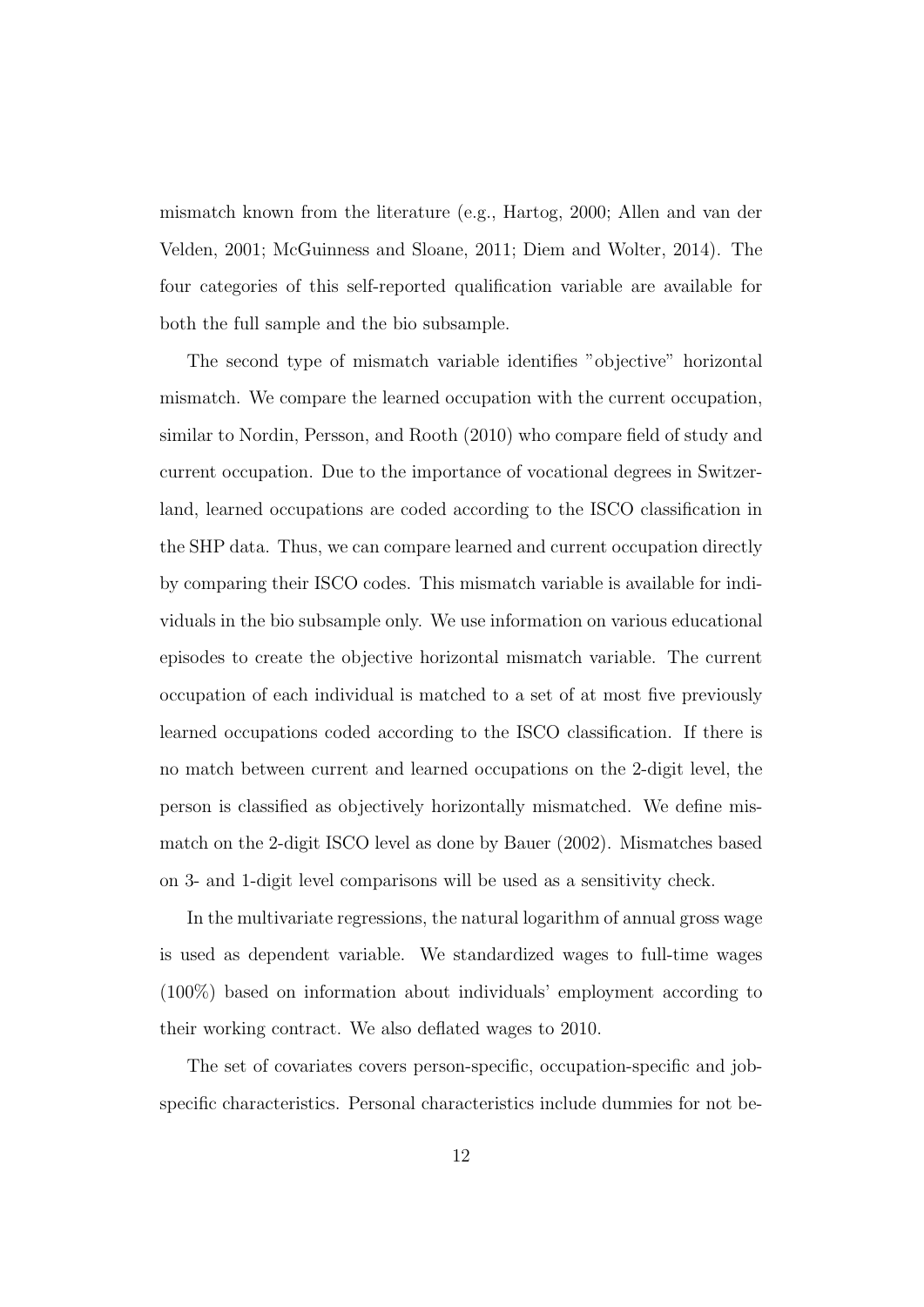mismatch known from the literature (e.g., Hartog, 2000; Allen and van der Velden, 2001; McGuinness and Sloane, 2011; Diem and Wolter, 2014). The four categories of this self-reported qualification variable are available for both the full sample and the bio subsample.

The second type of mismatch variable identifies "objective" horizontal mismatch. We compare the learned occupation with the current occupation, similar to Nordin, Persson, and Rooth (2010) who compare field of study and current occupation. Due to the importance of vocational degrees in Switzerland, learned occupations are coded according to the ISCO classification in the SHP data. Thus, we can compare learned and current occupation directly by comparing their ISCO codes. This mismatch variable is available for individuals in the bio subsample only. We use information on various educational episodes to create the objective horizontal mismatch variable. The current occupation of each individual is matched to a set of at most five previously learned occupations coded according to the ISCO classification. If there is no match between current and learned occupations on the 2-digit level, the person is classified as objectively horizontally mismatched. We define mismatch on the 2-digit ISCO level as done by Bauer (2002). Mismatches based on 3- and 1-digit level comparisons will be used as a sensitivity check.

In the multivariate regressions, the natural logarithm of annual gross wage is used as dependent variable. We standardized wages to full-time wages (100%) based on information about individuals' employment according to their working contract. We also deflated wages to 2010.

The set of covariates covers person-specific, occupation-specific and job-specific characteristics. Personal characteristics include dummies for not be-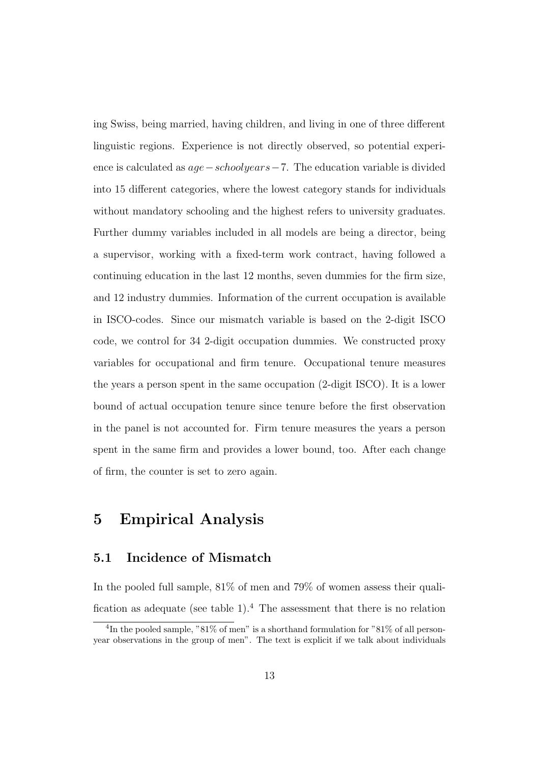ing Swiss, being married, having children, and living in one of three different linguistic regions. Experience is not directly observed, so potential experience is calculated as $age - schoolyears - 7$. The education variable is divided into 15 different categories, where the lowest category stands for individuals without mandatory schooling and the highest refers to university graduates. Further dummy variables included in all models are being a director, being a supervisor, working with a fixed-term work contract, having followed a continuing education in the last 12 months, seven dummies for the firm size, and 12 industry dummies. Information of the current occupation is available in ISCO-codes. Since our mismatch variable is based on the 2-digit ISCO code, we control for 34 2-digit occupation dummies. We constructed proxy variables for occupational and firm tenure. Occupational tenure measures the years a person spent in the same occupation (2-digit ISCO). It is a lower bound of actual occupation tenure since tenure before the first observation in the panel is not accounted for. Firm tenure measures the years a person spent in the same firm and provides a lower bound, too. After each change of firm, the counter is set to zero again.

# 5 Empirical Analysis

## 5.1 Incidence of Mismatch

In the pooled full sample, 81% of men and 79% of women assess their qualification as adequate (see table 1).[4] The assessment that there is no relation

[4] In the pooled sample, "81% of men" is a shorthand formulation for "81% of all person-year observations in the group of men". The text is explicit if we talk about individuals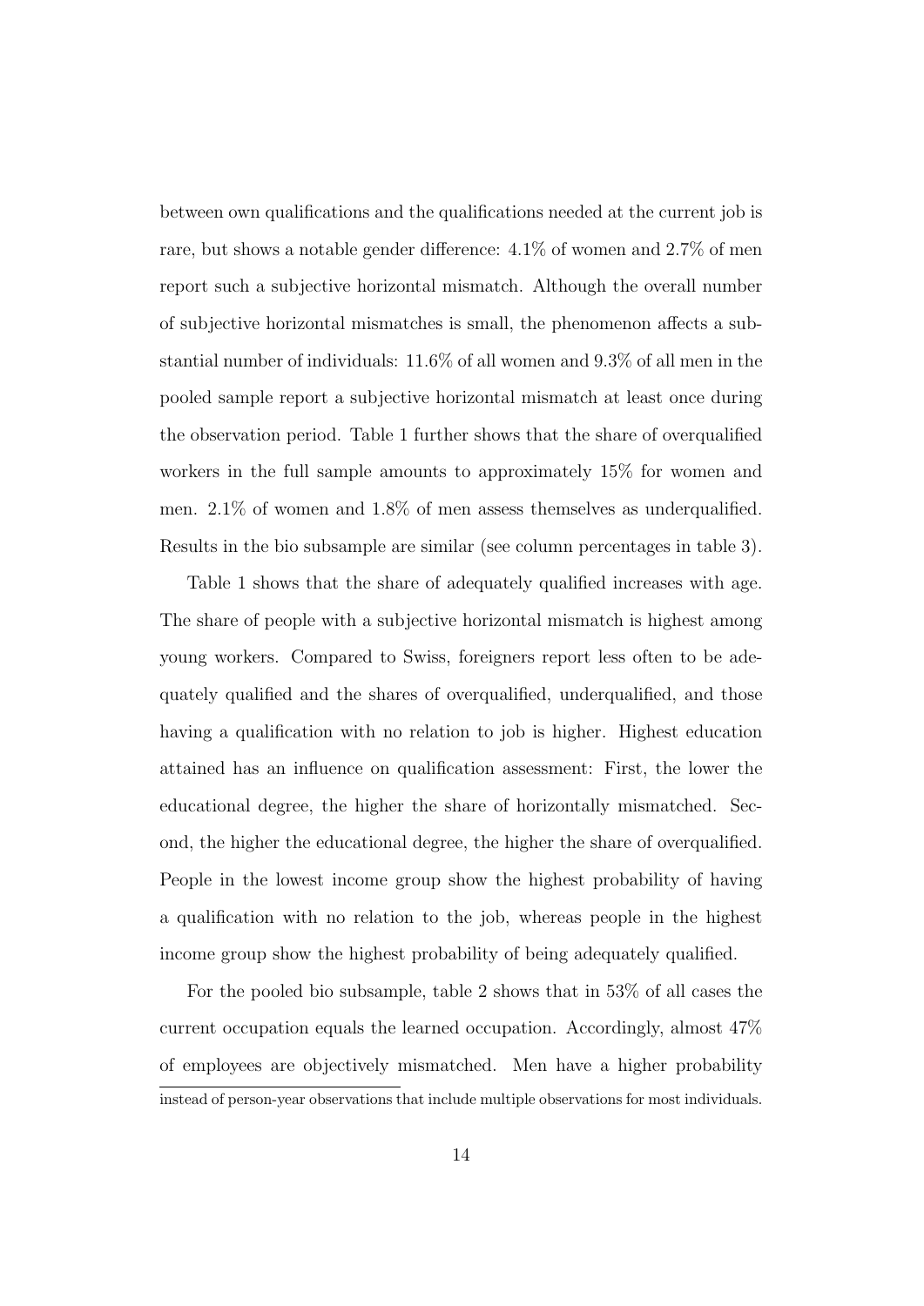between own qualifications and the qualifications needed at the current job is rare, but shows a notable gender difference: 4.1% of women and 2.7% of men report such a subjective horizontal mismatch. Although the overall number of subjective horizontal mismatches is small, the phenomenon affects a substantial number of individuals: 11.6% of all women and 9.3% of all men in the pooled sample report a subjective horizontal mismatch at least once during the observation period. Table 1 further shows that the share of overqualified workers in the full sample amounts to approximately 15% for women and men. 2.1% of women and 1.8% of men assess themselves as underqualified. Results in the bio subsample are similar (see column percentages in table 3).

Table 1 shows that the share of adequately qualified increases with age. The share of people with a subjective horizontal mismatch is highest among young workers. Compared to Swiss, foreigners report less often to be adequately qualified and the shares of overqualified, underqualified, and those having a qualification with no relation to job is higher. Highest education attained has an influence on qualification assessment: First, the lower the educational degree, the higher the share of horizontally mismatched. Second, the higher the educational degree, the higher the share of overqualified. People in the lowest income group show the highest probability of having a qualification with no relation to the job, whereas people in the highest income group show the highest probability of being adequately qualified.

For the pooled bio subsample, table 2 shows that in 53% of all cases the current occupation equals the learned occupation. Accordingly, almost 47% of employees are objectively mismatched. Men have a higher probability

instead of person-year observations that include multiple observations for most individuals.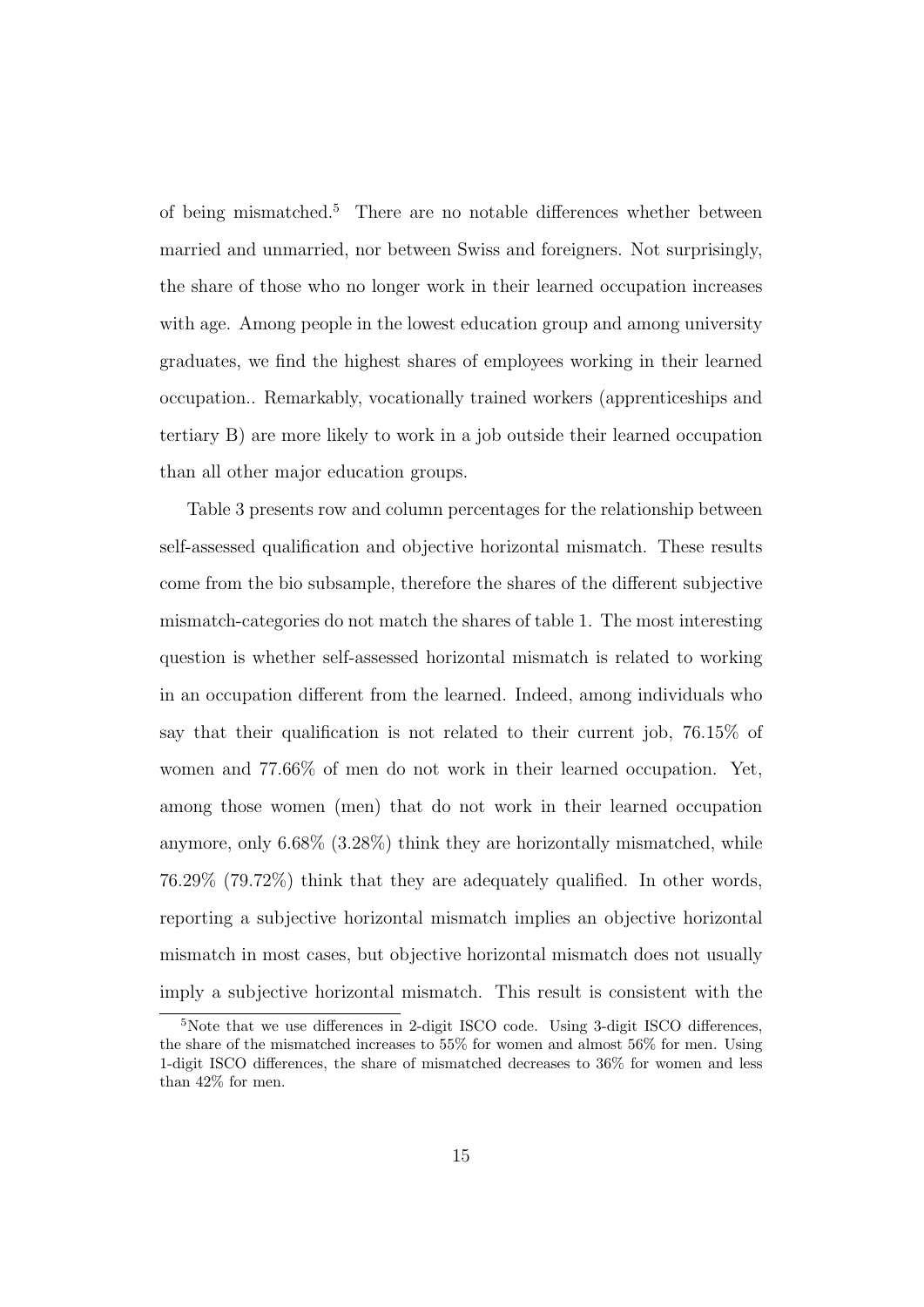of being mismatched.[5] There are no notable differences whether between married and unmarried, nor between Swiss and foreigners. Not surprisingly, the share of those who no longer work in their learned occupation increases with age. Among people in the lowest education group and among university graduates, we find the highest shares of employees working in their learned occupation.. Remarkably, vocationally trained workers (apprenticeships and tertiary B) are more likely to work in a job outside their learned occupation than all other major education groups.

Table 3 presents row and column percentages for the relationship between self-assessed qualification and objective horizontal mismatch. These results come from the bio subsample, therefore the shares of the different subjective mismatch-categories do not match the shares of table 1. The most interesting question is whether self-assessed horizontal mismatch is related to working in an occupation different from the learned. Indeed, among individuals who say that their qualification is not related to their current job, 76.15% of women and 77.66% of men do not work in their learned occupation. Yet, among those women (men) that do not work in their learned occupation anymore, only 6.68% (3.28%) think they are horizontally mismatched, while 76.29% (79.72%) think that they are adequately qualified. In other words, reporting a subjective horizontal mismatch implies an objective horizontal mismatch in most cases, but objective horizontal mismatch does not usually imply a subjective horizontal mismatch. This result is consistent with the

[5] Note that we use differences in 2-digit ISCO code. Using 3-digit ISCO differences, the share of the mismatched increases to 55% for women and almost 56% for men. Using 1-digit ISCO differences, the share of mismatched decreases to 36% for women and less than 42% for men.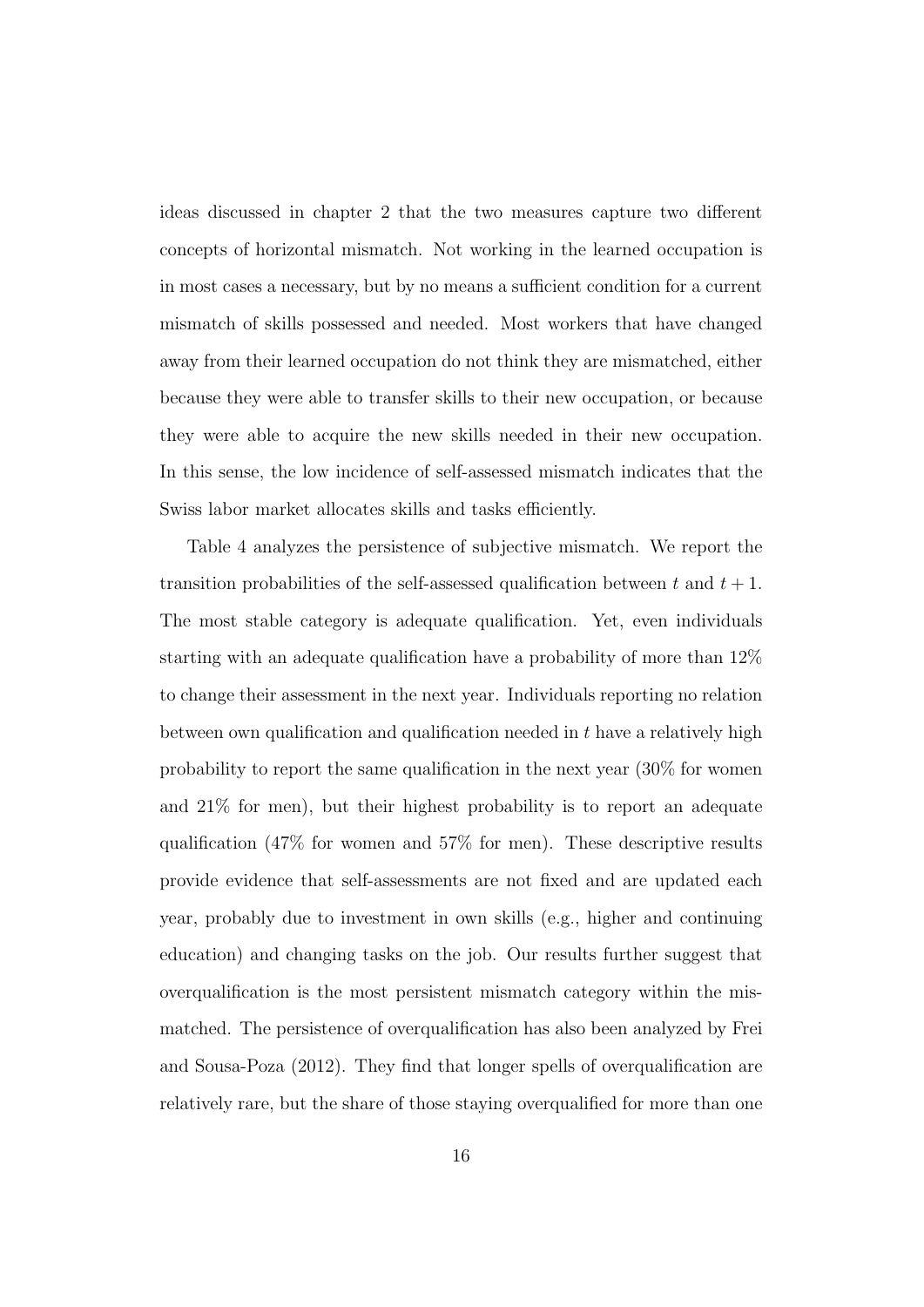ideas discussed in chapter 2 that the two measures capture two different concepts of horizontal mismatch. Not working in the learned occupation is in most cases a necessary, but by no means a sufficient condition for a current mismatch of skills possessed and needed. Most workers that have changed away from their learned occupation do not think they are mismatched, either because they were able to transfer skills to their new occupation, or because they were able to acquire the new skills needed in their new occupation. In this sense, the low incidence of self-assessed mismatch indicates that the Swiss labor market allocates skills and tasks efficiently.

Table 4 analyzes the persistence of subjective mismatch. We report the transition probabilities of the self-assessed qualification between $t$ and $t+1$. The most stable category is adequate qualification. Yet, even individuals starting with an adequate qualification have a probability of more than 12% to change their assessment in the next year. Individuals reporting no relation between own qualification and qualification needed in $t$ have a relatively high probability to report the same qualification in the next year (30% for women and 21% for men), but their highest probability is to report an adequate qualification (47% for women and 57% for men). These descriptive results provide evidence that self-assessments are not fixed and are updated each year, probably due to investment in own skills (e.g., higher and continuing education) and changing tasks on the job. Our results further suggest that overqualification is the most persistent mismatch category within the mismatched. The persistence of overqualification has also been analyzed by Frei and Sousa-Poza (2012). They find that longer spells of overqualification are relatively rare, but the share of those staying overqualified for more than one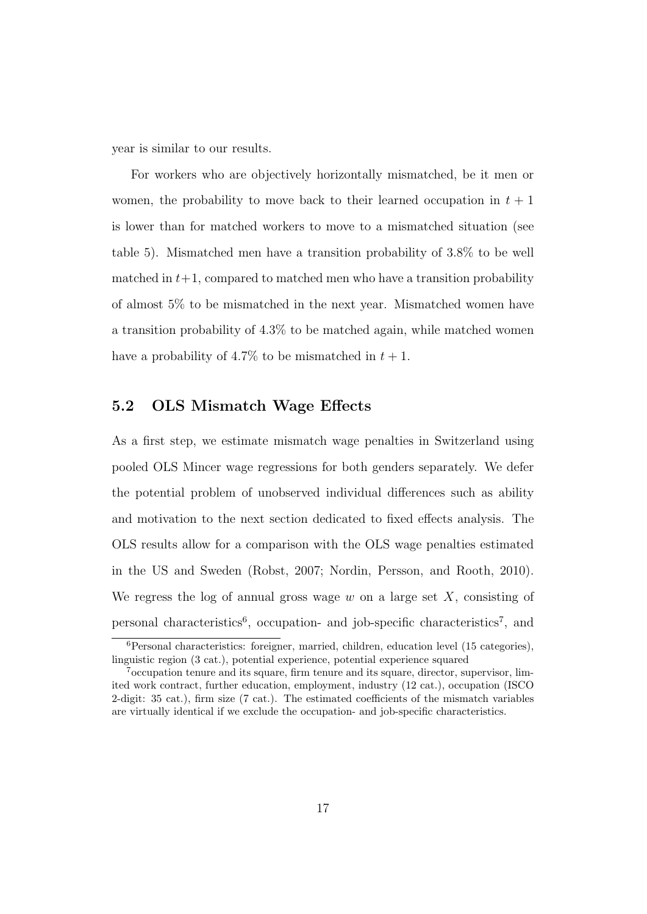year is similar to our results.

For workers who are objectively horizontally mismatched, be it men or women, the probability to move back to their learned occupation in $t + 1$ is lower than for matched workers to move to a mismatched situation (see table 5). Mismatched men have a transition probability of 3.8% to be well matched in $t+1$, compared to matched men who have a transition probability of almost 5% to be mismatched in the next year. Mismatched women have a transition probability of 4.3% to be matched again, while matched women have a probability of 4.7% to be mismatched in $t + 1$.

## 5.2 OLS Mismatch Wage Effects

As a first step, we estimate mismatch wage penalties in Switzerland using pooled OLS Mincer wage regressions for both genders separately. We defer the potential problem of unobserved individual differences such as ability and motivation to the next section dedicated to fixed effects analysis. The OLS results allow for a comparison with the OLS wage penalties estimated in the US and Sweden (Robst, 2007; Nordin, Persson, and Rooth, 2010). We regress the log of annual gross wage $w$ on a large set $X$, consisting of personal characteristics[6], occupation- and job-specific characteristics[7], and

[6] Personal characteristics: foreigner, married, children, education level (15 categories), linguistic region (3 cat.), potential experience, potential experience squared

[7] occupation tenure and its square, firm tenure and its square, director, supervisor, limited work contract, further education, employment, industry (12 cat.), occupation (ISCO 2-digit: 35 cat.), firm size (7 cat.). The estimated coefficients of the mismatch variables are virtually identical if we exclude the occupation- and job-specific characteristics.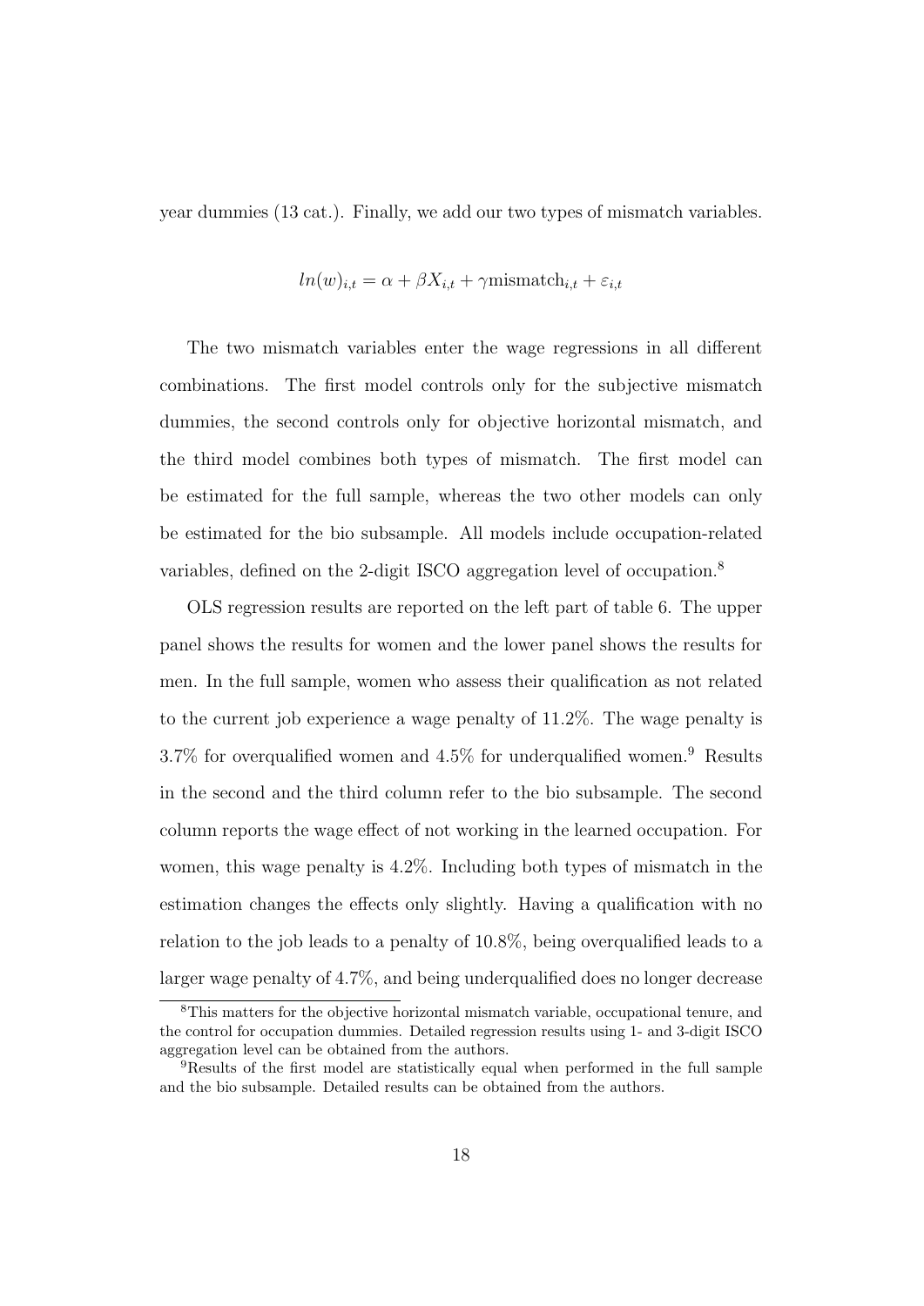year dummies (13 cat.). Finally, we add our two types of mismatch variables.

$$ln(w)_{i,t} = \alpha + \beta X_{i,t} + \gamma \text{mismatch}_{i,t} + \varepsilon_{i,t}$$

The two mismatch variables enter the wage regressions in all different combinations. The first model controls only for the subjective mismatch dummies, the second controls only for objective horizontal mismatch, and the third model combines both types of mismatch. The first model can be estimated for the full sample, whereas the two other models can only be estimated for the bio subsample. All models include occupation-related variables, defined on the 2-digit ISCO aggregation level of occupation.[8]

OLS regression results are reported on the left part of table 6. The upper panel shows the results for women and the lower panel shows the results for men. In the full sample, women who assess their qualification as not related to the current job experience a wage penalty of 11.2%. The wage penalty is 3.7% for overqualified women and 4.5% for underqualified women.[9] Results in the second and the third column refer to the bio subsample. The second column reports the wage effect of not working in the learned occupation. For women, this wage penalty is 4.2%. Including both types of mismatch in the estimation changes the effects only slightly. Having a qualification with no relation to the job leads to a penalty of 10.8%, being overqualified leads to a larger wage penalty of 4.7%, and being underqualified does no longer decrease

[8]This matters for the objective horizontal mismatch variable, occupational tenure, and the control for occupation dummies. Detailed regression results using 1- and 3-digit ISCO aggregation level can be obtained from the authors.

[9]Results of the first model are statistically equal when performed in the full sample and the bio subsample. Detailed results can be obtained from the authors.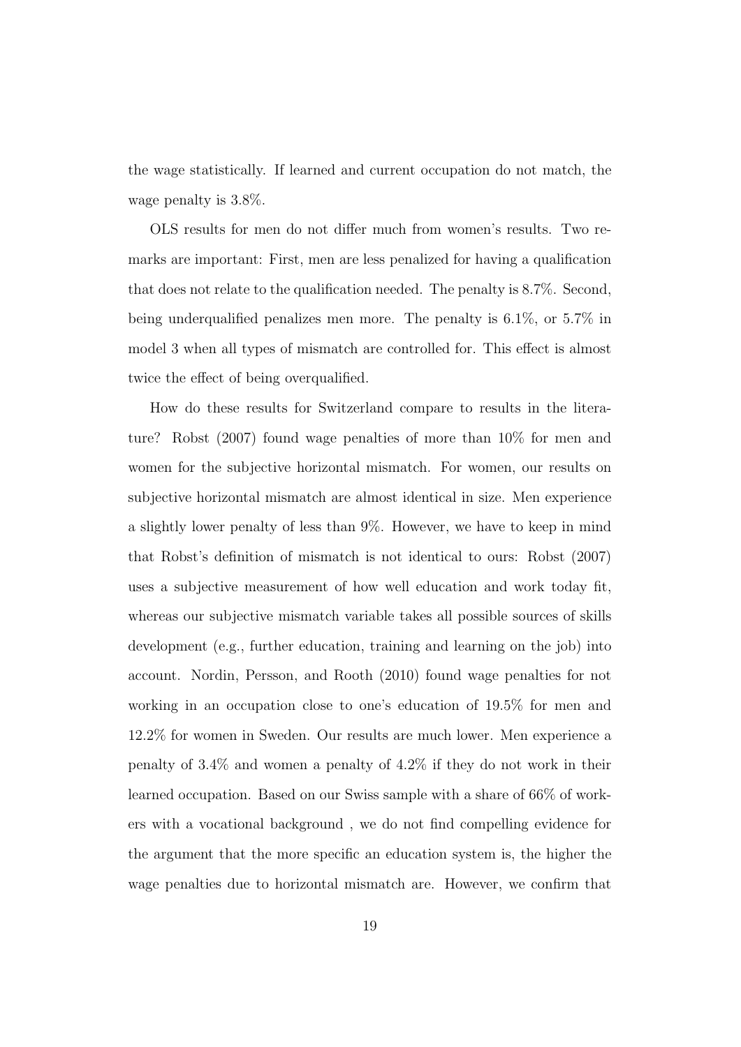the wage statistically. If learned and current occupation do not match, the wage penalty is 3.8%.

OLS results for men do not differ much from women's results. Two remarks are important: First, men are less penalized for having a qualification that does not relate to the qualification needed. The penalty is 8.7%. Second, being underqualified penalizes men more. The penalty is 6.1%, or 5.7% in model 3 when all types of mismatch are controlled for. This effect is almost twice the effect of being overqualified.

How do these results for Switzerland compare to results in the literature? Robst (2007) found wage penalties of more than 10% for men and women for the subjective horizontal mismatch. For women, our results on subjective horizontal mismatch are almost identical in size. Men experience a slightly lower penalty of less than 9%. However, we have to keep in mind that Robst's definition of mismatch is not identical to ours: Robst (2007) uses a subjective measurement of how well education and work today fit, whereas our subjective mismatch variable takes all possible sources of skills development (e.g., further education, training and learning on the job) into account. Nordin, Persson, and Rooth (2010) found wage penalties for not working in an occupation close to one's education of 19.5% for men and 12.2% for women in Sweden. Our results are much lower. Men experience a penalty of 3.4% and women a penalty of 4.2% if they do not work in their learned occupation. Based on our Swiss sample with a share of 66% of workers with a vocational background , we do not find compelling evidence for the argument that the more specific an education system is, the higher the wage penalties due to horizontal mismatch are. However, we confirm that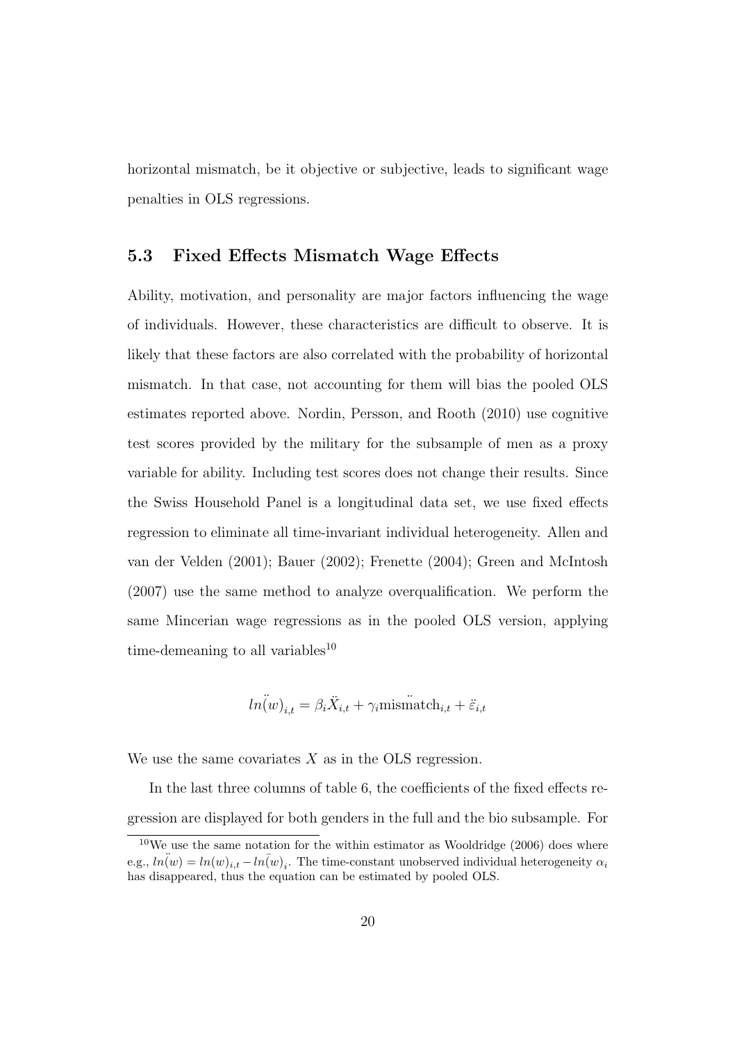horizontal mismatch, be it objective or subjective, leads to significant wage penalties in OLS regressions.

### 5.3 Fixed Effects Mismatch Wage Effects

Ability, motivation, and personality are major factors influencing the wage of individuals. However, these characteristics are difficult to observe. It is likely that these factors are also correlated with the probability of horizontal mismatch. In that case, not accounting for them will bias the pooled OLS estimates reported above. Nordin, Persson, and Rooth (2010) use cognitive test scores provided by the military for the subsample of men as a proxy variable for ability. Including test scores does not change their results. Since the Swiss Household Panel is a longitudinal data set, we use fixed effects regression to eliminate all time-invariant individual heterogeneity. Allen and van der Velden (2001); Bauer (2002); Frenette (2004); Green and McIntosh (2007) use the same method to analyze overqualification. We perform the same Mincerian wage regressions as in the pooled OLS version, applying time-demeaning to all variables[10]

$$\ddot{ln(w)}_{i,t} = \beta_i \ddot{X}_{i,t} + \gamma_i \ddot{\text{mismatch}}_{i,t} + \ddot{\varepsilon}_{i,t}$$

We use the same covariates $X$ as in the OLS regression.

In the last three columns of table 6, the coefficients of the fixed effects regression are displayed for both genders in the full and the bio subsample. For

[10] We use the same notation for the within estimator as Wooldridge (2006) does where e.g., $\ddot{ln(w)} = ln(w)_{i,t} - \bar{ln(w)}_i$. The time-constant unobserved individual heterogeneity $\alpha_i$ has disappeared, thus the equation can be estimated by pooled OLS.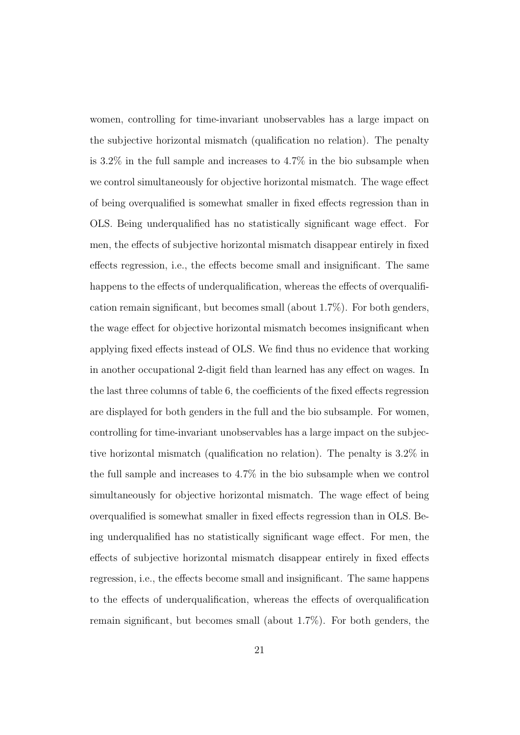women, controlling for time-invariant unobservables has a large impact on the subjective horizontal mismatch (qualification no relation). The penalty is 3.2% in the full sample and increases to 4.7% in the bio subsample when we control simultaneously for objective horizontal mismatch. The wage effect of being overqualified is somewhat smaller in fixed effects regression than in OLS. Being underqualified has no statistically significant wage effect. For men, the effects of subjective horizontal mismatch disappear entirely in fixed effects regression, i.e., the effects become small and insignificant. The same happens to the effects of underqualification, whereas the effects of overqualification remain significant, but becomes small (about 1.7%). For both genders, the wage effect for objective horizontal mismatch becomes insignificant when applying fixed effects instead of OLS. We find thus no evidence that working in another occupational 2-digit field than learned has any effect on wages. In the last three columns of table 6, the coefficients of the fixed effects regression are displayed for both genders in the full and the bio subsample. For women, controlling for time-invariant unobservables has a large impact on the subjective horizontal mismatch (qualification no relation). The penalty is 3.2% in the full sample and increases to 4.7% in the bio subsample when we control simultaneously for objective horizontal mismatch. The wage effect of being overqualified is somewhat smaller in fixed effects regression than in OLS. Being underqualified has no statistically significant wage effect. For men, the effects of subjective horizontal mismatch disappear entirely in fixed effects regression, i.e., the effects become small and insignificant. The same happens to the effects of underqualification, whereas the effects of overqualification remain significant, but becomes small (about 1.7%). For both genders, the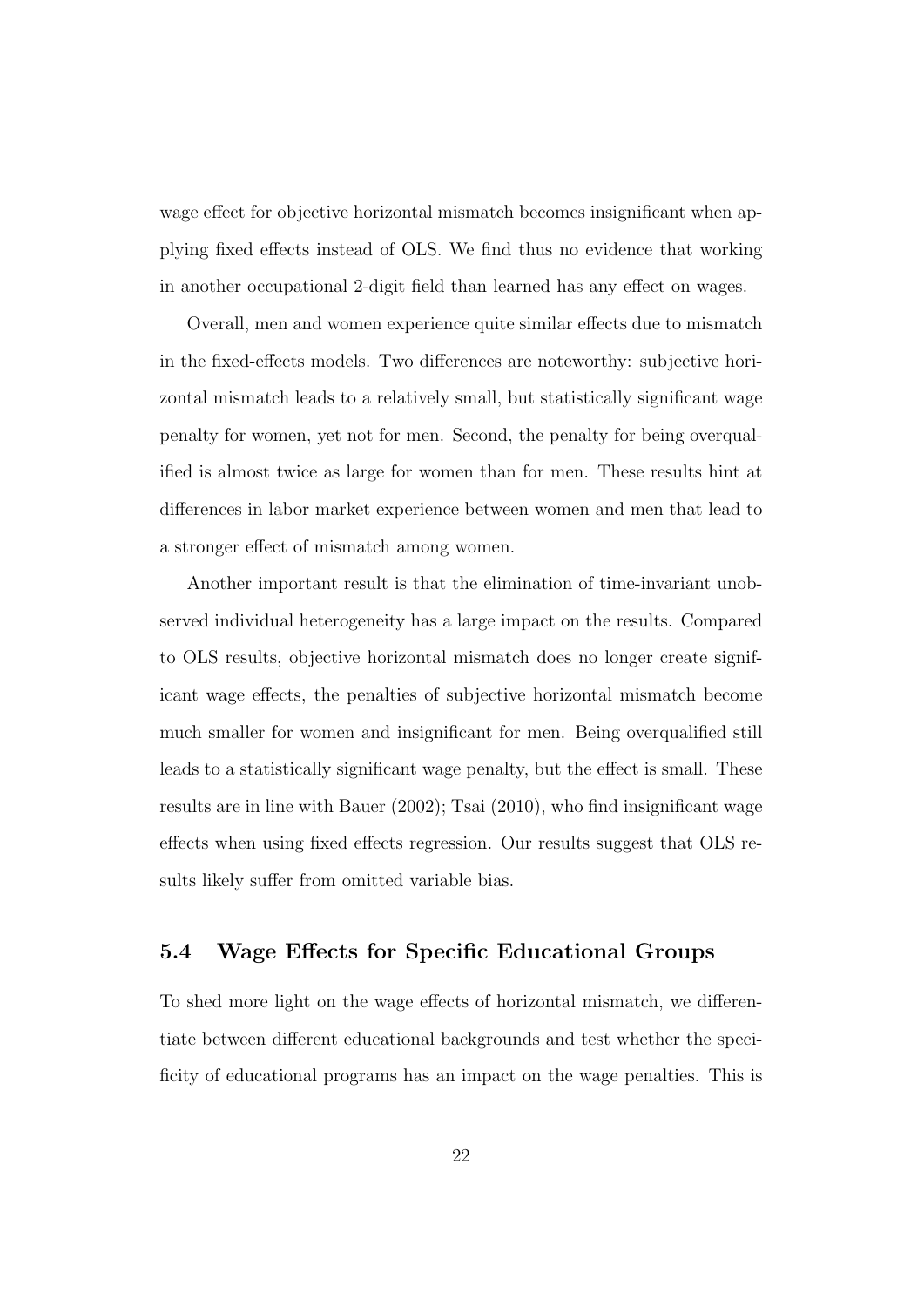wage effect for objective horizontal mismatch becomes insignificant when applying fixed effects instead of OLS. We find thus no evidence that working in another occupational 2-digit field than learned has any effect on wages.

Overall, men and women experience quite similar effects due to mismatch in the fixed-effects models. Two differences are noteworthy: subjective horizontal mismatch leads to a relatively small, but statistically significant wage penalty for women, yet not for men. Second, the penalty for being overqualified is almost twice as large for women than for men. These results hint at differences in labor market experience between women and men that lead to a stronger effect of mismatch among women.

Another important result is that the elimination of time-invariant unobserved individual heterogeneity has a large impact on the results. Compared to OLS results, objective horizontal mismatch does no longer create significant wage effects, the penalties of subjective horizontal mismatch become much smaller for women and insignificant for men. Being overqualified still leads to a statistically significant wage penalty, but the effect is small. These results are in line with Bauer (2002); Tsai (2010), who find insignificant wage effects when using fixed effects regression. Our results suggest that OLS results likely suffer from omitted variable bias.

### 5.4 Wage Effects for Specific Educational Groups

To shed more light on the wage effects of horizontal mismatch, we differentiate between different educational backgrounds and test whether the specificity of educational programs has an impact on the wage penalties. This is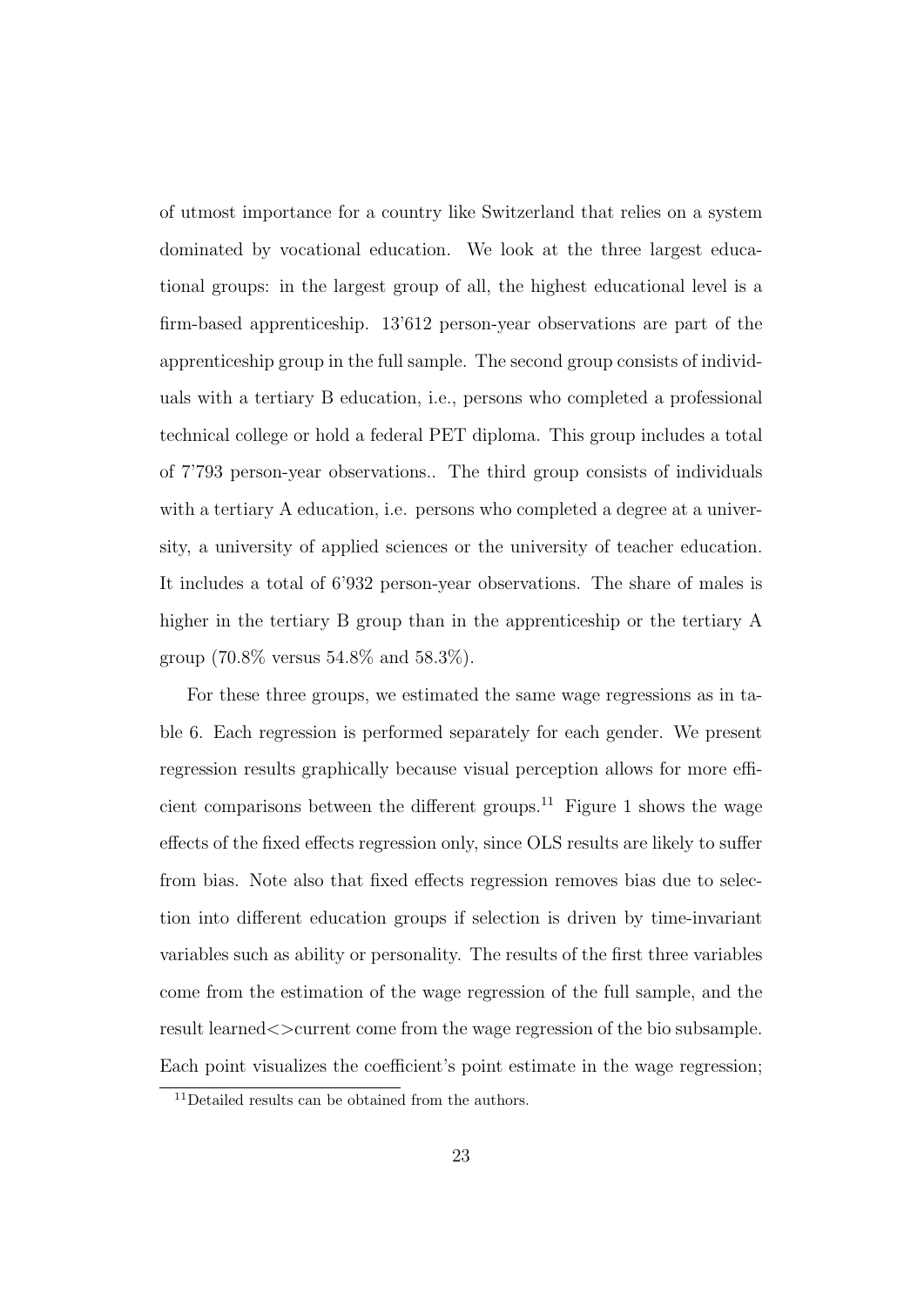of utmost importance for a country like Switzerland that relies on a system dominated by vocational education. We look at the three largest educational groups: in the largest group of all, the highest educational level is a firm-based apprenticeship. 13'612 person-year observations are part of the apprenticeship group in the full sample. The second group consists of individuals with a tertiary B education, i.e., persons who completed a professional technical college or hold a federal PET diploma. This group includes a total of 7'793 person-year observations.. The third group consists of individuals with a tertiary A education, i.e. persons who completed a degree at a university, a university of applied sciences or the university of teacher education. It includes a total of 6'932 person-year observations. The share of males is higher in the tertiary B group than in the apprenticeship or the tertiary A group (70.8% versus 54.8% and 58.3%).

For these three groups, we estimated the same wage regressions as in table 6. Each regression is performed separately for each gender. We present regression results graphically because visual perception allows for more efficient comparisons between the different groups.[11] Figure 1 shows the wage effects of the fixed effects regression only, since OLS results are likely to suffer from bias. Note also that fixed effects regression removes bias due to selection into different education groups if selection is driven by time-invariant variables such as ability or personality. The results of the first three variables come from the estimation of the wage regression of the full sample, and the result learned<>current come from the wage regression of the bio subsample. Each point visualizes the coefficient's point estimate in the wage regression;

[11] Detailed results can be obtained from the authors.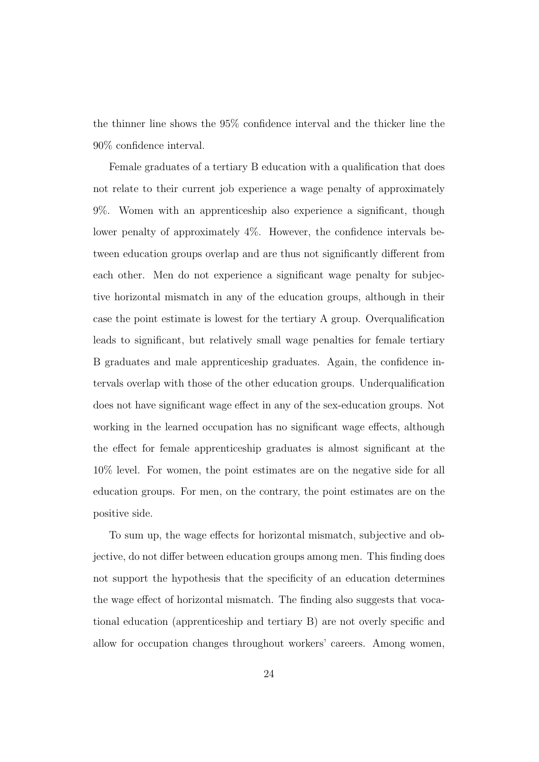the thinner line shows the 95% confidence interval and the thicker line the 90% confidence interval.

Female graduates of a tertiary B education with a qualification that does not relate to their current job experience a wage penalty of approximately 9%. Women with an apprenticeship also experience a significant, though lower penalty of approximately 4%. However, the confidence intervals between education groups overlap and are thus not significantly different from each other. Men do not experience a significant wage penalty for subjective horizontal mismatch in any of the education groups, although in their case the point estimate is lowest for the tertiary A group. Overqualification leads to significant, but relatively small wage penalties for female tertiary B graduates and male apprenticeship graduates. Again, the confidence intervals overlap with those of the other education groups. Underqualification does not have significant wage effect in any of the sex-education groups. Not working in the learned occupation has no significant wage effects, although the effect for female apprenticeship graduates is almost significant at the 10% level. For women, the point estimates are on the negative side for all education groups. For men, on the contrary, the point estimates are on the positive side.

To sum up, the wage effects for horizontal mismatch, subjective and objective, do not differ between education groups among men. This finding does not support the hypothesis that the specificity of an education determines the wage effect of horizontal mismatch. The finding also suggests that vocational education (apprenticeship and tertiary B) are not overly specific and allow for occupation changes throughout workers' careers. Among women,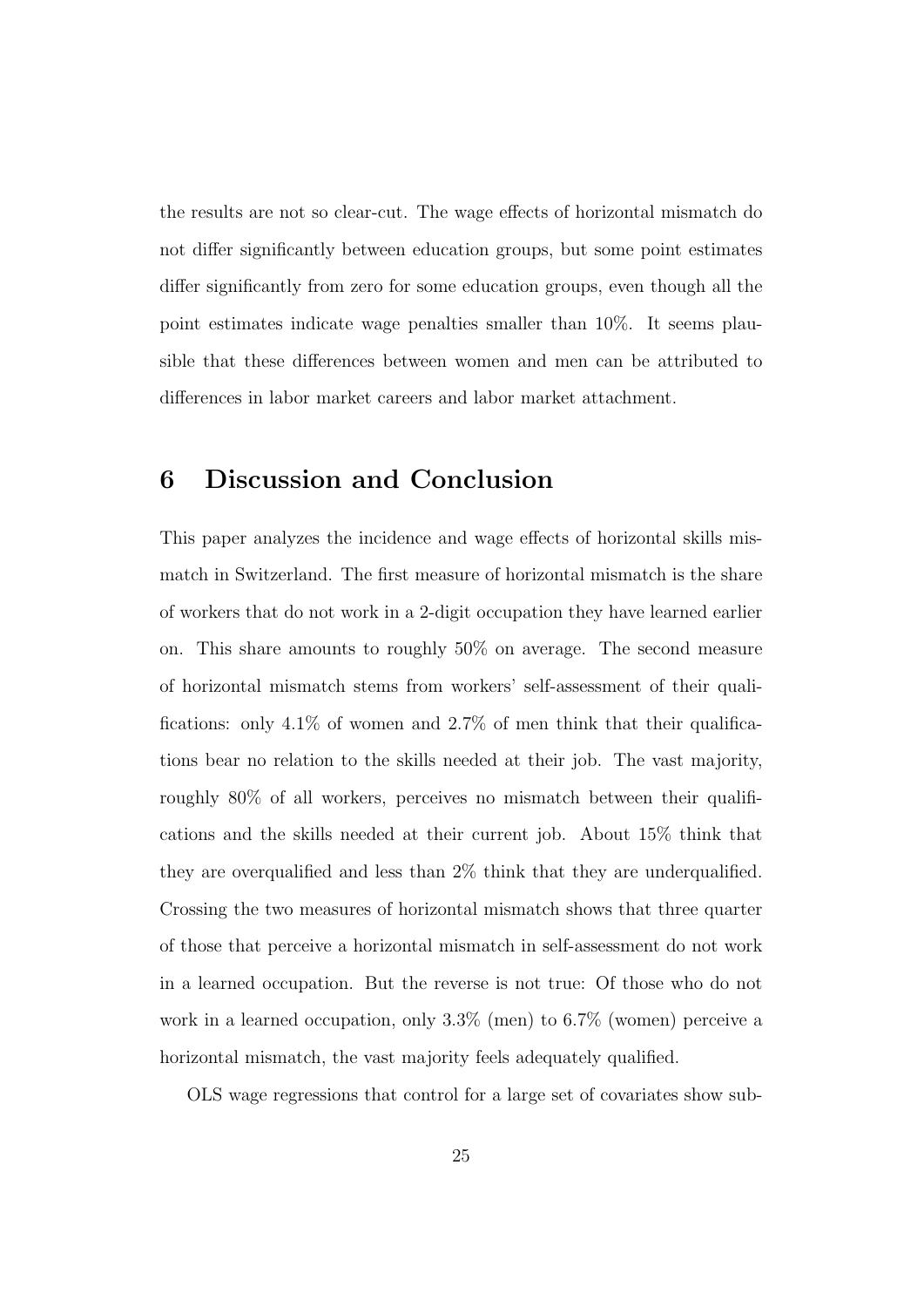the results are not so clear-cut. The wage effects of horizontal mismatch do not differ significantly between education groups, but some point estimates differ significantly from zero for some education groups, even though all the point estimates indicate wage penalties smaller than 10%. It seems plausible that these differences between women and men can be attributed to differences in labor market careers and labor market attachment.

# 6 Discussion and Conclusion

This paper analyzes the incidence and wage effects of horizontal skills mismatch in Switzerland. The first measure of horizontal mismatch is the share of workers that do not work in a 2-digit occupation they have learned earlier on. This share amounts to roughly 50% on average. The second measure of horizontal mismatch stems from workers' self-assessment of their qualifications: only 4.1% of women and 2.7% of men think that their qualifications bear no relation to the skills needed at their job. The vast majority, roughly 80% of all workers, perceives no mismatch between their qualifications and the skills needed at their current job. About 15% think that they are overqualified and less than 2% think that they are underqualified. Crossing the two measures of horizontal mismatch shows that three quarter of those that perceive a horizontal mismatch in self-assessment do not work in a learned occupation. But the reverse is not true: Of those who do not work in a learned occupation, only 3.3% (men) to 6.7% (women) perceive a horizontal mismatch, the vast majority feels adequately qualified.

OLS wage regressions that control for a large set of covariates show sub-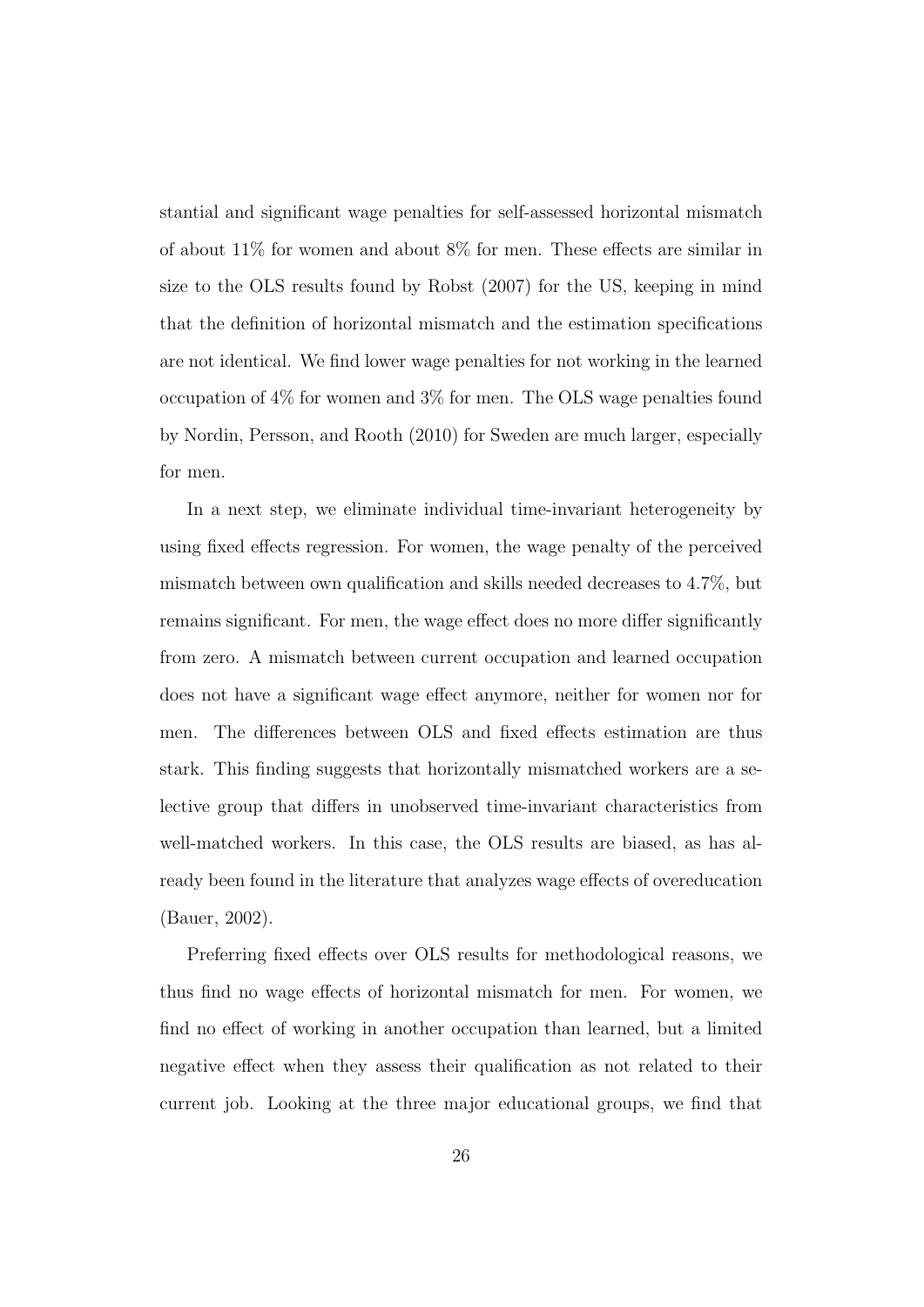stantial and significant wage penalties for self-assessed horizontal mismatch of about 11% for women and about 8% for men. These effects are similar in size to the OLS results found by Robst (2007) for the US, keeping in mind that the definition of horizontal mismatch and the estimation specifications are not identical. We find lower wage penalties for not working in the learned occupation of 4% for women and 3% for men. The OLS wage penalties found by Nordin, Persson, and Rooth (2010) for Sweden are much larger, especially for men.

In a next step, we eliminate individual time-invariant heterogeneity by using fixed effects regression. For women, the wage penalty of the perceived mismatch between own qualification and skills needed decreases to 4.7%, but remains significant. For men, the wage effect does no more differ significantly from zero. A mismatch between current occupation and learned occupation does not have a significant wage effect anymore, neither for women nor for men. The differences between OLS and fixed effects estimation are thus stark. This finding suggests that horizontally mismatched workers are a selective group that differs in unobserved time-invariant characteristics from well-matched workers. In this case, the OLS results are biased, as has already been found in the literature that analyzes wage effects of overeducation (Bauer, 2002).

Preferring fixed effects over OLS results for methodological reasons, we thus find no wage effects of horizontal mismatch for men. For women, we find no effect of working in another occupation than learned, but a limited negative effect when they assess their qualification as not related to their current job. Looking at the three major educational groups, we find that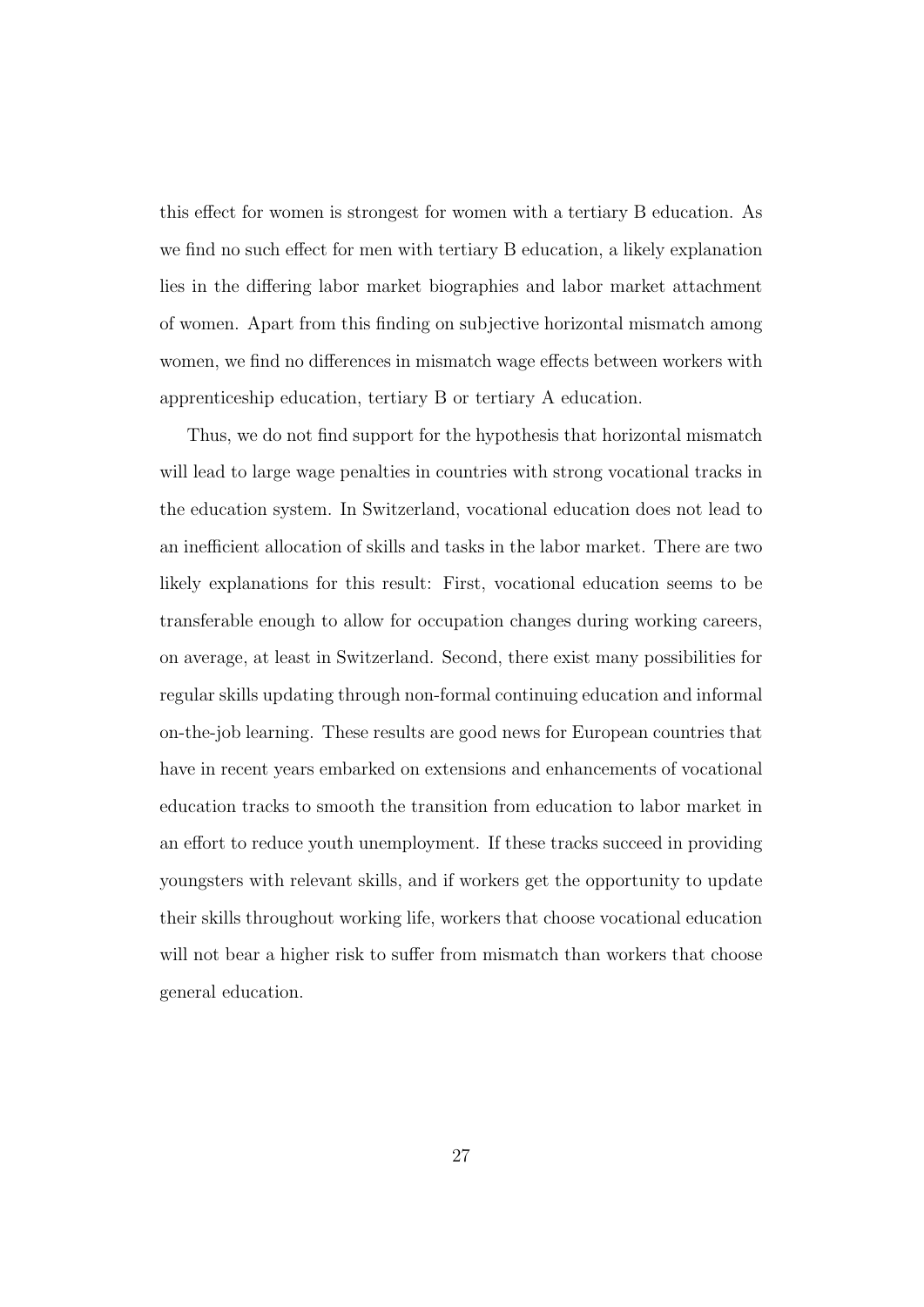this effect for women is strongest for women with a tertiary B education. As we find no such effect for men with tertiary B education, a likely explanation lies in the differing labor market biographies and labor market attachment of women. Apart from this finding on subjective horizontal mismatch among women, we find no differences in mismatch wage effects between workers with apprenticeship education, tertiary B or tertiary A education.

Thus, we do not find support for the hypothesis that horizontal mismatch will lead to large wage penalties in countries with strong vocational tracks in the education system. In Switzerland, vocational education does not lead to an inefficient allocation of skills and tasks in the labor market. There are two likely explanations for this result: First, vocational education seems to be transferable enough to allow for occupation changes during working careers, on average, at least in Switzerland. Second, there exist many possibilities for regular skills updating through non-formal continuing education and informal on-the-job learning. These results are good news for European countries that have in recent years embarked on extensions and enhancements of vocational education tracks to smooth the transition from education to labor market in an effort to reduce youth unemployment. If these tracks succeed in providing youngsters with relevant skills, and if workers get the opportunity to update their skills throughout working life, workers that choose vocational education will not bear a higher risk to suffer from mismatch than workers that choose general education.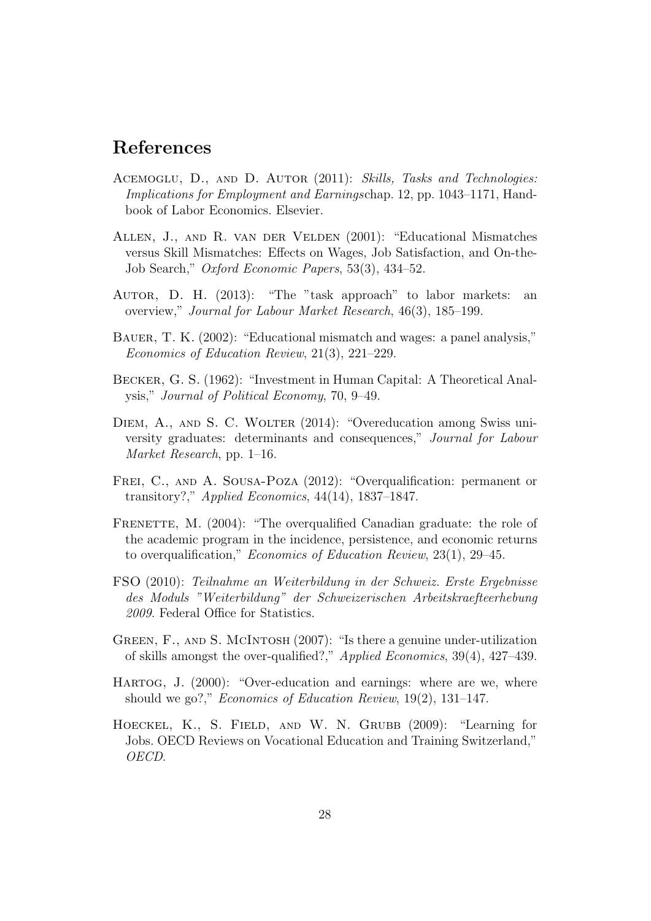## References

Acemoglu, D., and D. Autor (2011): *Skills, Tasks and Technologies: Implications for Employment and Earnings*chap. 12, pp. 1043–1171, Handbook of Labor Economics. Elsevier.

Allen, J., and R. van der Velden (2001): "Educational Mismatches versus Skill Mismatches: Effects on Wages, Job Satisfaction, and On-the-Job Search," *Oxford Economic Papers*, 53(3), 434–52.

Autor, D. H. (2013): "The "task approach" to labor markets: an overview," *Journal for Labour Market Research*, 46(3), 185–199.

Bauer, T. K. (2002): "Educational mismatch and wages: a panel analysis," *Economics of Education Review*, 21(3), 221–229.

Becker, G. S. (1962): "Investment in Human Capital: A Theoretical Analysis," *Journal of Political Economy*, 70, 9–49.

Diem, A., and S. C. Wolter (2014): "Overeducation among Swiss university graduates: determinants and consequences," *Journal for Labour Market Research*, pp. 1–16.

Frei, C., and A. Sousa-Poza (2012): "Overqualification: permanent or transitory?," *Applied Economics*, 44(14), 1837–1847.

Frenette, M. (2004): "The overqualified Canadian graduate: the role of the academic program in the incidence, persistence, and economic returns to overqualification," *Economics of Education Review*, 23(1), 29–45.

FSO (2010): *Teilnahme an Weiterbildung in der Schweiz. Erste Ergebnisse des Moduls "Weiterbildung" der Schweizerischen Arbeitskraefteerhebung 2009*. Federal Office for Statistics.

Green, F., and S. McIntosh (2007): "Is there a genuine under-utilization of skills amongst the over-qualified?," *Applied Economics*, 39(4), 427–439.

Hartog, J. (2000): "Over-education and earnings: where are we, where should we go?," *Economics of Education Review*, 19(2), 131–147.

Hoeckel, K., S. Field, and W. N. Grubb (2009): "Learning for Jobs. OECD Reviews on Vocational Education and Training Switzerland," *OECD*.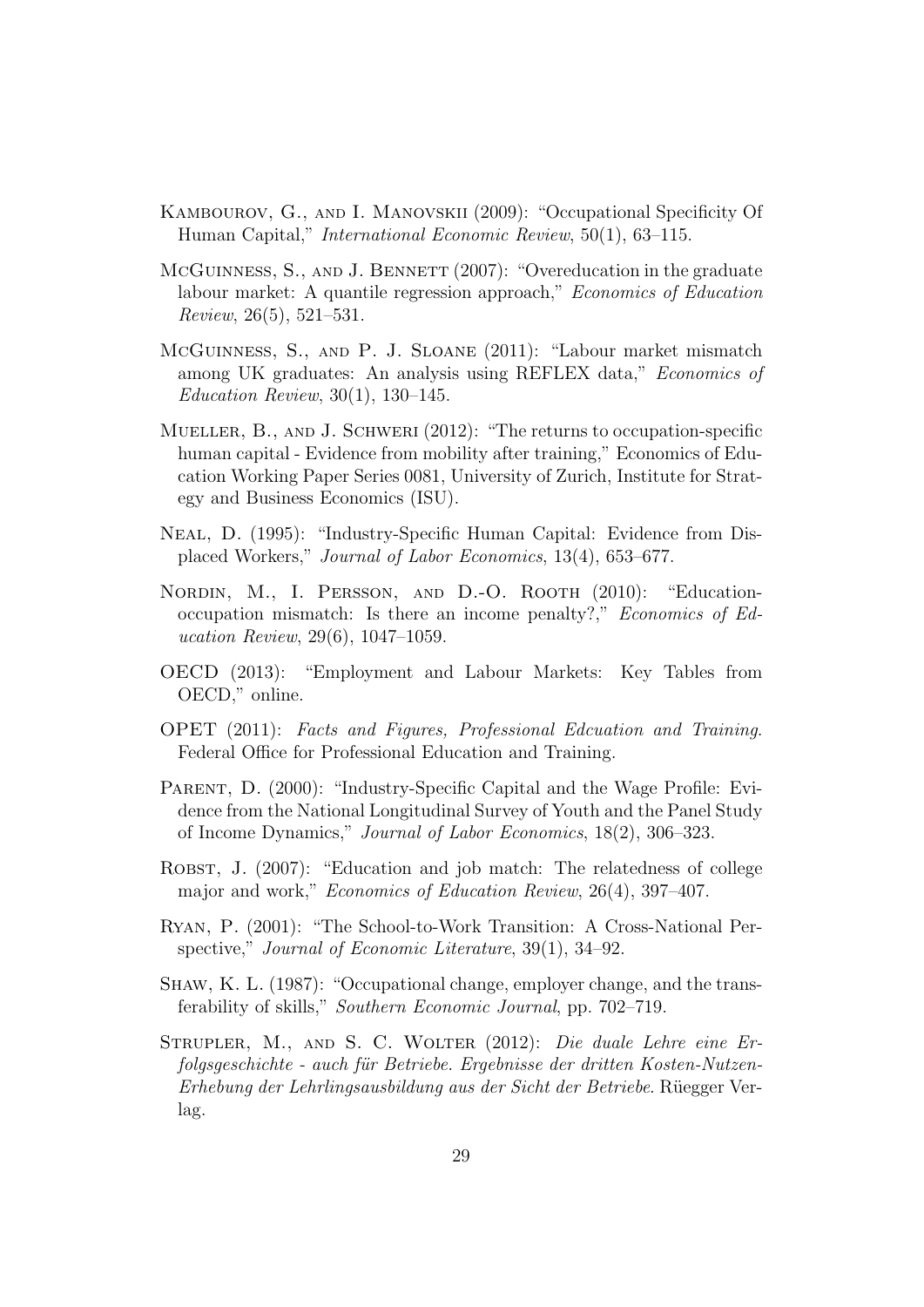Kambourov, G., and I. Manovskii (2009): "Occupational Specificity Of Human Capital," *International Economic Review*, 50(1), 63–115.

McGuinness, S., and J. Bennett (2007): "Overeducation in the graduate labour market: A quantile regression approach," *Economics of Education Review*, 26(5), 521–531.

McGuinness, S., and P. J. Sloane (2011): "Labour market mismatch among UK graduates: An analysis using REFLEX data," *Economics of Education Review*, 30(1), 130–145.

Mueller, B., and J. Schweri (2012): "The returns to occupation-specific human capital - Evidence from mobility after training," Economics of Education Working Paper Series 0081, University of Zurich, Institute for Strategy and Business Economics (ISU).

Neal, D. (1995): "Industry-Specific Human Capital: Evidence from Displaced Workers," *Journal of Labor Economics*, 13(4), 653–677.

Nordin, M., I. Persson, and D.-O. Rooth (2010): "Education-occupation mismatch: Is there an income penalty?," *Economics of Education Review*, 29(6), 1047–1059.

OECD (2013): "Employment and Labour Markets: Key Tables from OECD," online.

OPET (2011): *Facts and Figures, Professional Edcuation and Training*. Federal Office for Professional Education and Training.

Parent, D. (2000): "Industry-Specific Capital and the Wage Profile: Evidence from the National Longitudinal Survey of Youth and the Panel Study of Income Dynamics," *Journal of Labor Economics*, 18(2), 306–323.

Robst, J. (2007): "Education and job match: The relatedness of college major and work," *Economics of Education Review*, 26(4), 397–407.

Ryan, P. (2001): "The School-to-Work Transition: A Cross-National Perspective," *Journal of Economic Literature*, 39(1), 34–92.

Shaw, K. L. (1987): "Occupational change, employer change, and the transferability of skills," *Southern Economic Journal*, pp. 702–719.

Strupler, M., and S. C. Wolter (2012): *Die duale Lehre eine Erfolgsgeschichte - auch für Betriebe. Ergebnisse der dritten Kosten-Nutzen-Erhebung der Lehrlingsausbildung aus der Sicht der Betriebe*. Rüegger Verlag.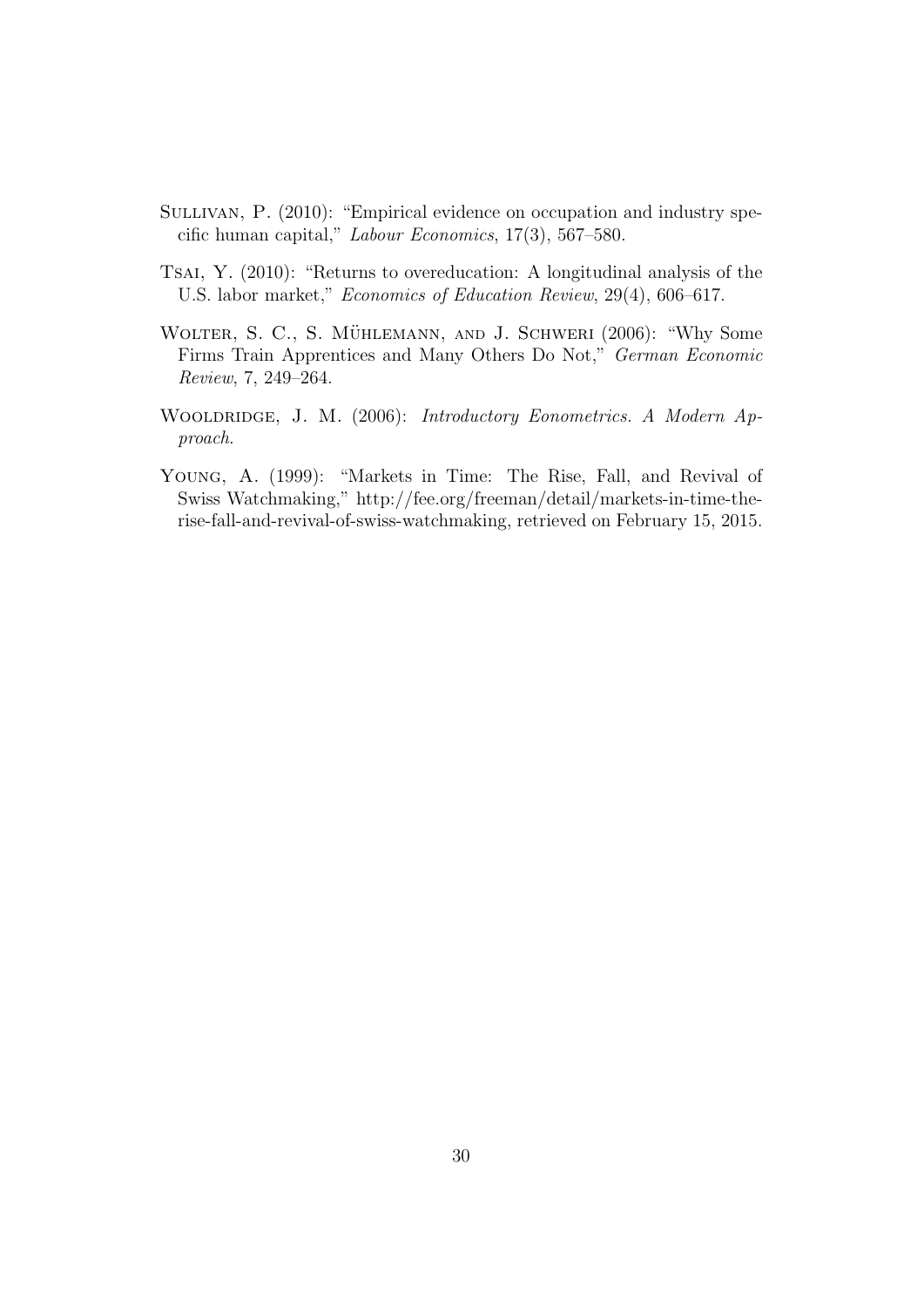Sullivan, P. (2010): "Empirical evidence on occupation and industry specific human capital," *Labour Economics*, 17(3), 567–580.

Tsai, Y. (2010): "Returns to overeducation: A longitudinal analysis of the U.S. labor market," *Economics of Education Review*, 29(4), 606–617.

Wolter, S. C., S. Mühlemann, and J. Schweri (2006): "Why Some Firms Train Apprentices and Many Others Do Not," *German Economic Review*, 7, 249–264.

Wooldridge, J. M. (2006): *Introductory Eonometrics. A Modern Approach.*

Young, A. (1999): "Markets in Time: The Rise, Fall, and Revival of Swiss Watchmaking," http://fee.org/freeman/detail/markets-in-time-the-rise-fall-and-revival-of-swiss-watchmaking, retrieved on February 15, 2015.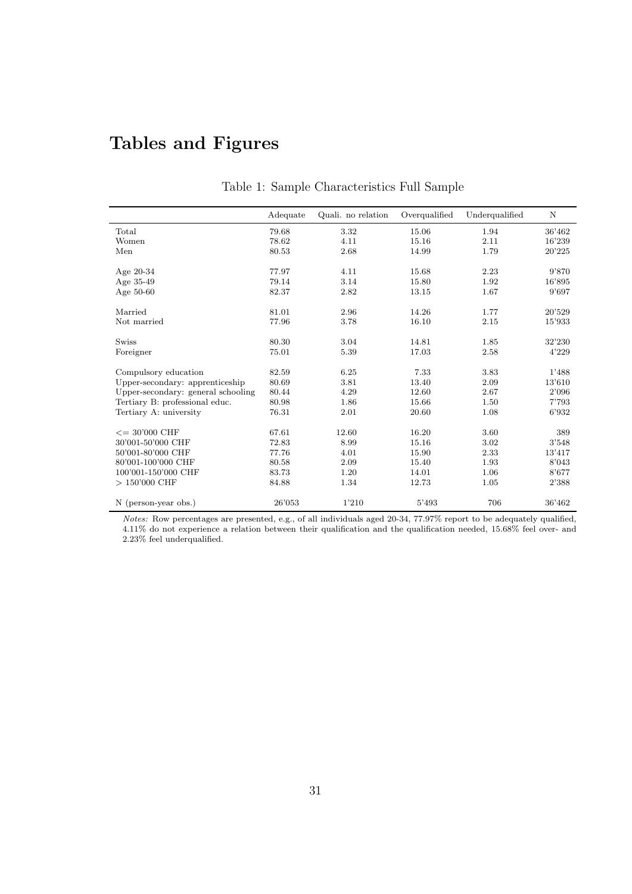# Tables and Figures

Table 1: Sample Characteristics Full Sample

| | Adequate | Quali. no relation | Overqualified | Underqualified | N |
|---|---|---|---|---|---|
| Total | 79.68 | 3.32 | 15.06 | 1.94 | 36'462 |
| Women | 78.62 | 4.11 | 15.16 | 2.11 | 16'239 |
| Men | 80.53 | 2.68 | 14.99 | 1.79 | 20'225 |
| | | | | | |
| Age 20-34 | 77.97 | 4.11 | 15.68 | 2.23 | 9'870 |
| Age 35-49 | 79.14 | 3.14 | 15.80 | 1.92 | 16'895 |
| Age 50-60 | 82.37 | 2.82 | 13.15 | 1.67 | 9'697 |
| | | | | | |
| Married | 81.01 | 2.96 | 14.26 | 1.77 | 20'529 |
| Not married | 77.96 | 3.78 | 16.10 | 2.15 | 15'933 |
| | | | | | |
| Swiss | 80.30 | 3.04 | 14.81 | 1.85 | 32'230 |
| Foreigner | 75.01 | 5.39 | 17.03 | 2.58 | 4'229 |
| | | | | | |
| Compulsory education | 82.59 | 6.25 | 7.33 | 3.83 | 1'488 |
| Upper-secondary: apprenticeship | 80.69 | 3.81 | 13.40 | 2.09 | 13'610 |
| Upper-secondary: general schooling | 80.44 | 4.29 | 12.60 | 2.67 | 2'096 |
| Tertiary B: professional educ. | 80.98 | 1.86 | 15.66 | 1.50 | 7'793 |
| Tertiary A: university | 76.31 | 2.01 | 20.60 | 1.08 | 6'932 |
| | | | | | |
| <= 30'000 CHF | 67.61 | 12.60 | 16.20 | 3.60 | 389 |
| 30'001-50'000 CHF | 72.83 | 8.99 | 15.16 | 3.02 | 3'548 |
| 50'001-80'000 CHF | 77.76 | 4.01 | 15.90 | 2.33 | 13'417 |
| 80'001-100'000 CHF | 80.58 | 2.09 | 15.40 | 1.93 | 8'043 |
| 100'001-150'000 CHF | 83.73 | 1.20 | 14.01 | 1.06 | 8'677 |
| > 150'000 CHF | 84.88 | 1.34 | 12.73 | 1.05 | 2'388 |
| | | | | | |
| N (person-year obs.) | 26'053 | 1'210 | 5'493 | 706 | 36'462 |

*Notes:* Row percentages are presented, e.g., of all individuals aged 20-34, 77.97% report to be adequately qualified, 4.11% do not experience a relation between their qualification and the qualification needed, 15.68% feel over- and 2.23% feel underqualified.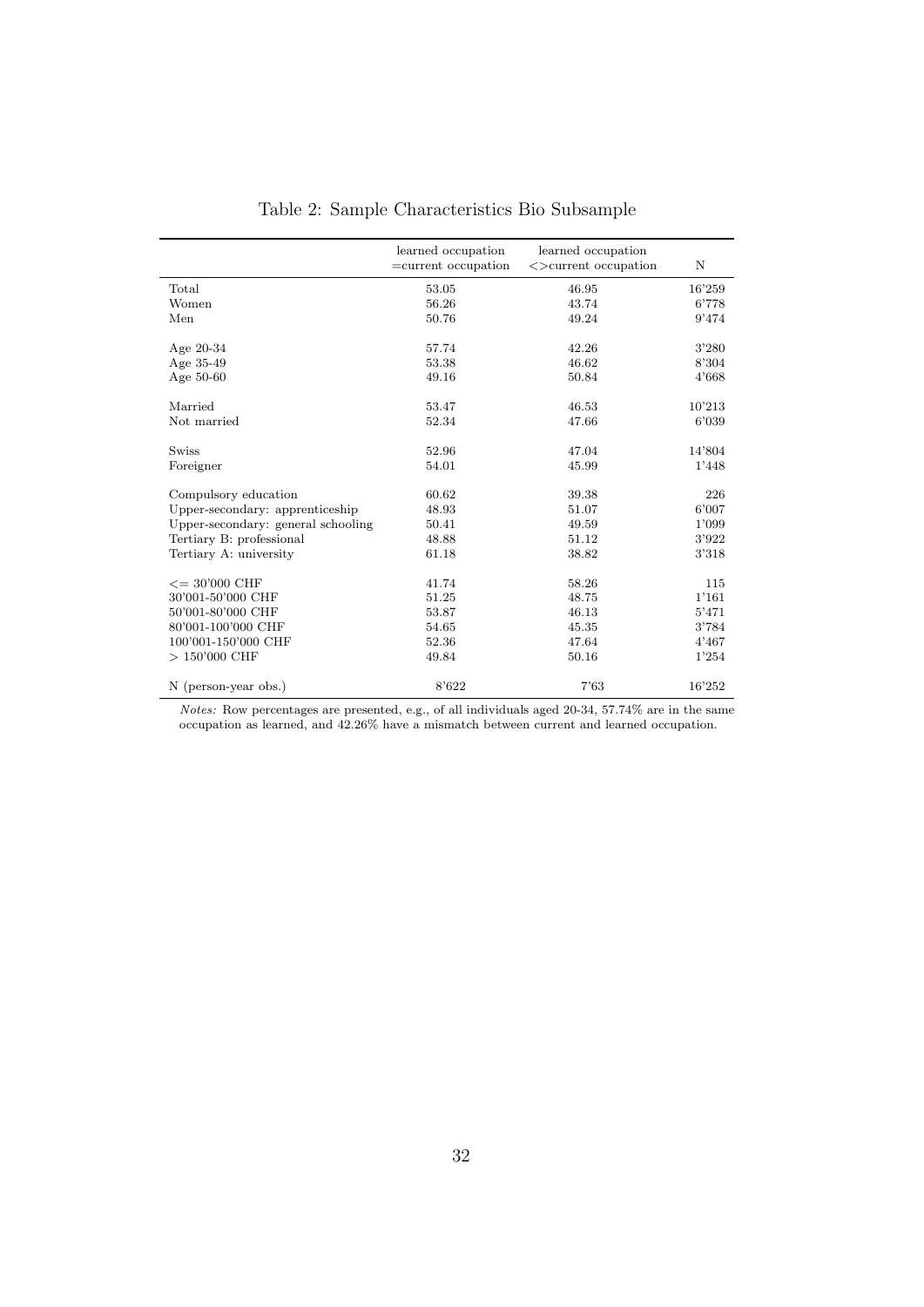Table 2: Sample Characteristics Bio Subsample

| | learned occupation =current occupation | learned occupation <>current occupation | N |
|---|---|---|---|
| Total | 53.05 | 46.95 | 16'259 |
| Women | 56.26 | 43.74 | 6'778 |
| Men | 50.76 | 49.24 | 9'474 |
| | | | |
| Age 20-34 | 57.74 | 42.26 | 3'280 |
| Age 35-49 | 53.38 | 46.62 | 8'304 |
| Age 50-60 | 49.16 | 50.84 | 4'668 |
| | | | |
| Married | 53.47 | 46.53 | 10'213 |
| Not married | 52.34 | 47.66 | 6'039 |
| | | | |
| Swiss | 52.96 | 47.04 | 14'804 |
| Foreigner | 54.01 | 45.99 | 1'448 |
| | | | |
| Compulsory education | 60.62 | 39.38 | 226 |
| Upper-secondary: apprenticeship | 48.93 | 51.07 | 6'007 |
| Upper-secondary: general schooling | 50.41 | 49.59 | 1'099 |
| Tertiary B: professional | 48.88 | 51.12 | 3'922 |
| Tertiary A: university | 61.18 | 38.82 | 3'318 |
| | | | |
| <= 30'000 CHF | 41.74 | 58.26 | 115 |
| 30'001-50'000 CHF | 51.25 | 48.75 | 1'161 |
| 50'001-80'000 CHF | 53.87 | 46.13 | 5'471 |
| 80'001-100'000 CHF | 54.65 | 45.35 | 3'784 |
| 100'001-150'000 CHF | 52.36 | 47.64 | 4'467 |
| > 150'000 CHF | 49.84 | 50.16 | 1'254 |
| | | | |
| N (person-year obs.) | 8'622 | 7'63 | 16'252 |

*Notes:* Row percentages are presented, e.g., of all individuals aged 20-34, 57.74% are in the same occupation as learned, and 42.26% have a mismatch between current and learned occupation.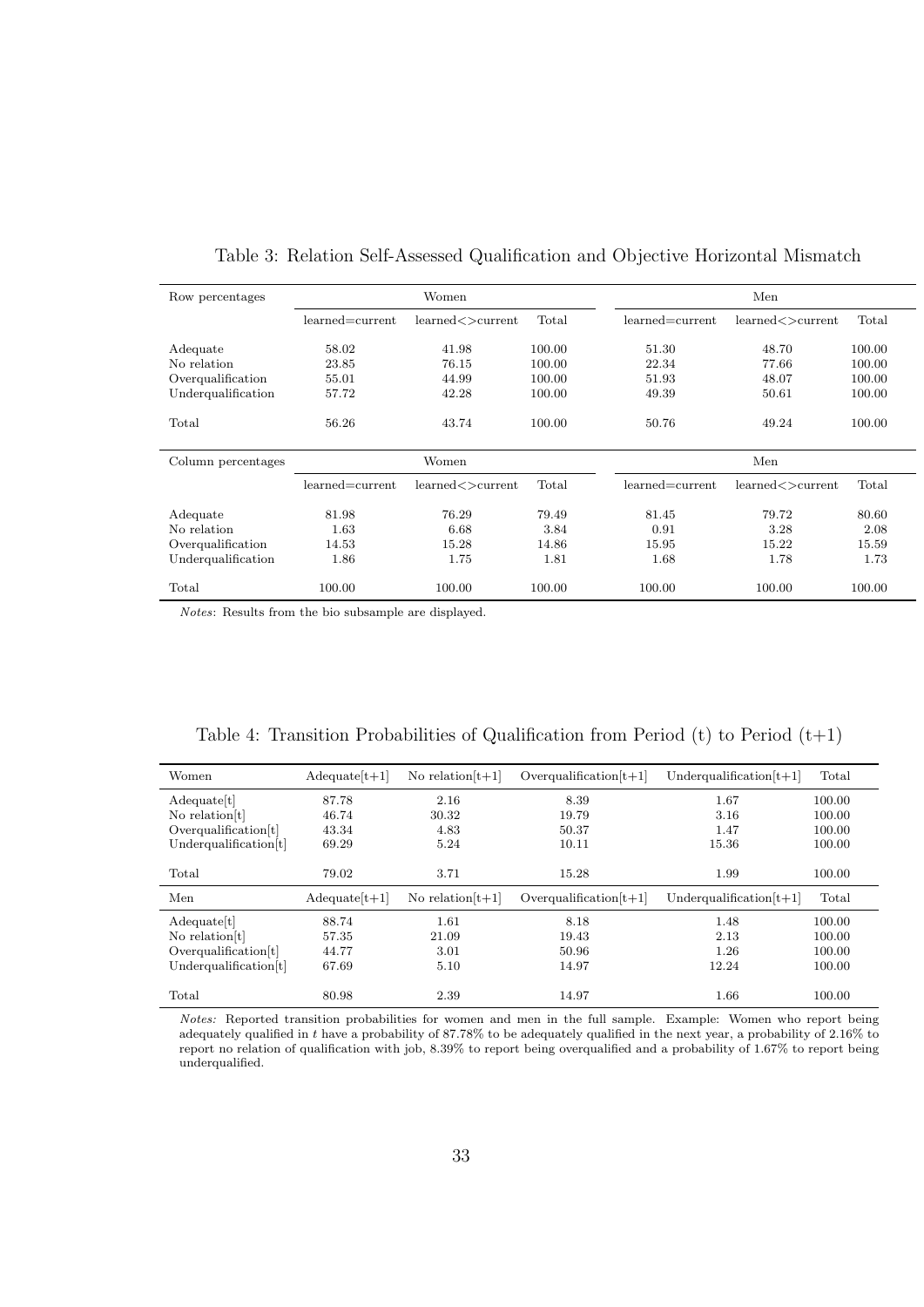Table 3: Relation Self-Assessed Qualification and Objective Horizontal Mismatch

| Row percentages | Women | | | Men | | |
|---|---|---|---|---|---|---|
| | learned=current | learned<>current | Total | learned=current | learned<>current | Total |
| Adequate | 58.02 | 41.98 | 100.00 | 51.30 | 48.70 | 100.00 |
| No relation | 23.85 | 76.15 | 100.00 | 22.34 | 77.66 | 100.00 |
| Overqualification | 55.01 | 44.99 | 100.00 | 51.93 | 48.07 | 100.00 |
| Underqualification | 57.72 | 42.28 | 100.00 | 49.39 | 50.61 | 100.00 |
| Total | 56.26 | 43.74 | 100.00 | 50.76 | 49.24 | 100.00 |

| Column percentages | Women | | | Men | | |
|---|---|---|---|---|---|---|
| | learned=current | learned<>current | Total | learned=current | learned<>current | Total |
| Adequate | 81.98 | 76.29 | 79.49 | 81.45 | 79.72 | 80.60 |
| No relation | 1.63 | 6.68 | 3.84 | 0.91 | 3.28 | 2.08 |
| Overqualification | 14.53 | 15.28 | 14.86 | 15.95 | 15.22 | 15.59 |
| Underqualification | 1.86 | 1.75 | 1.81 | 1.68 | 1.78 | 1.73 |
| Total | 100.00 | 100.00 | 100.00 | 100.00 | 100.00 | 100.00 |

*Notes*: Results from the bio subsample are displayed.

Table 4: Transition Probabilities of Qualification from Period (t) to Period (t+1)

| Women | Adequate[t+1] | No relation[t+1] | Overqualification[t+1] | Underqualification[t+1] | Total |
|---|---|---|---|---|---|
| Adequate[t] | 87.78 | 2.16 | 8.39 | 1.67 | 100.00 |
| No relation[t] | 46.74 | 30.32 | 19.79 | 3.16 | 100.00 |
| Overqualification[t] | 43.34 | 4.83 | 50.37 | 1.47 | 100.00 |
| Underqualification[t] | 69.29 | 5.24 | 10.11 | 15.36 | 100.00 |
| Total | 79.02 | 3.71 | 15.28 | 1.99 | 100.00 |
| **Men** | **Adequate[t+1]** | **No relation[t+1]** | **Overqualification[t+1]** | **Underqualification[t+1]** | **Total** |
| Adequate[t] | 88.74 | 1.61 | 8.18 | 1.48 | 100.00 |
| No relation[t] | 57.35 | 21.09 | 19.43 | 2.13 | 100.00 |
| Overqualification[t] | 44.77 | 3.01 | 50.96 | 1.26 | 100.00 |
| Underqualification[t] | 67.69 | 5.10 | 14.97 | 12.24 | 100.00 |
| Total | 80.98 | 2.39 | 14.97 | 1.66 | 100.00 |

*Notes:* Reported transition probabilities for women and men in the full sample. Example: Women who report being adequately qualified in $t$ have a probability of 87.78% to be adequately qualified in the next year, a probability of 2.16% to report no relation of qualification with job, 8.39% to report being overqualified and a probability of 1.67% to report being underqualified.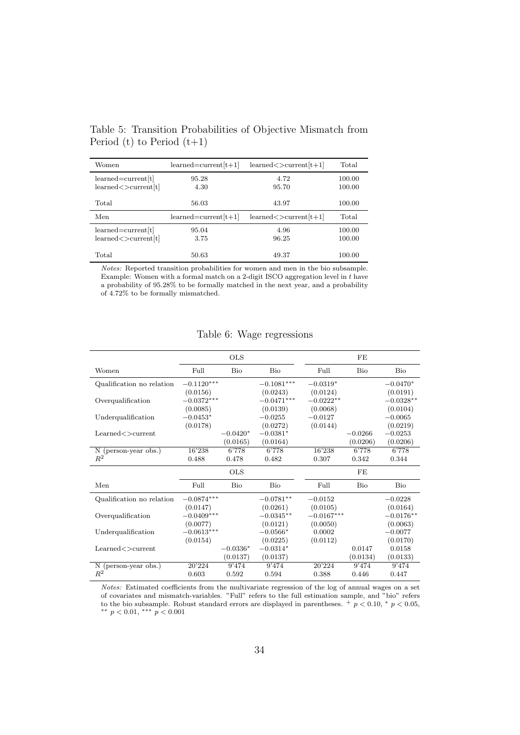Table 5: Transition Probabilities of Objective Mismatch from Period (t) to Period (t+1)

| Women | learned=current[t+1] | learned<>current[t+1] | Total |
|---|---|---|---|
| learned=current[t] | 95.28 | 4.72 | 100.00 |
| learned<>current[t] | 4.30 | 95.70 | 100.00 |
| Total | 56.03 | 43.97 | 100.00 |
| **Men** | **learned=current[t+1]** | **learned<>current[t+1]** | **Total** |
| learned=current[t] | 95.04 | 4.96 | 100.00 |
| learned<>current[t] | 3.75 | 96.25 | 100.00 |
| Total | 50.63 | 49.37 | 100.00 |

*Notes:* Reported transition probabilities for women and men in the bio subsample. Example: Women with a formal match on a 2-digit ISCO aggregation level in $t$ have a probability of 95.28% to be formally matched in the next year, and a probability of 4.72% to be formally mismatched.

Table 6: Wage regressions

| | OLS | | | FE | | |
|---|---|---|---|---|---|---|
| Women | Full | Bio | Bio | Full | Bio | Bio |
| Qualification no relation | $-0.1120^{***}$ | | $-0.1081^{***}$ | $-0.0319^{*}$ | | $-0.0470^{*}$ |
| | (0.0156) | | (0.0243) | (0.0124) | | (0.0191) |
| Overqualification | $-0.0372^{***}$ | | $-0.0471^{***}$ | $-0.0222^{**}$ | | $-0.0328^{**}$ |
| | (0.0085) | | (0.0139) | (0.0068) | | (0.0104) |
| Underqualification | $-0.0453^{*}$ | | $-0.0255$ | $-0.0127$ | | $-0.0065$ |
| | (0.0178) | | (0.0272) | (0.0144) | | (0.0219) |
| Learned<>current | | $-0.0420^{*}$ | $-0.0381^{*}$ | | $-0.0266$ | $-0.0253$ |
| | | (0.0165) | (0.0164) | | (0.0206) | (0.0206) |
| N (person-year obs.) | 16'238 | 6'778 | 6'778 | 16'238 | 6'778 | 6'778 |
| $R^2$ | 0.488 | 0.478 | 0.482 | 0.307 | 0.342 | 0.344 |
| | **OLS** | | | **FE** | | |
| **Men** | **Full** | **Bio** | **Bio** | **Full** | **Bio** | **Bio** |
| Qualification no relation | $-0.0874^{***}$ | | $-0.0781^{**}$ | $-0.0152$ | | $-0.0228$ |
| | (0.0147) | | (0.0261) | (0.0105) | | (0.0164) |
| Overqualification | $-0.0409^{***}$ | | $-0.0345^{**}$ | $-0.0167^{***}$ | | $-0.0176^{**}$ |
| | (0.0077) | | (0.0121) | (0.0050) | | (0.0063) |
| Underqualification | $-0.0613^{***}$ | | $-0.0566^{*}$ | 0.0002 | | $-0.0077$ |
| | (0.0154) | | (0.0225) | (0.0112) | | (0.0170) |
| Learned<>current | | $-0.0336^{*}$ | $-0.0314^{*}$ | | 0.0147 | 0.0158 |
| | | (0.0137) | (0.0137) | | (0.0134) | (0.0133) |
| N (person-year obs.) | 20'224 | 9'474 | 9'474 | 20'224 | 9'474 | 9'474 |
| $R^2$ | 0.603 | 0.592 | 0.594 | 0.388 | 0.446 | 0.447 |

*Notes:* Estimated coefficients from the multivariate regression of the log of annual wages on a set of covariates and mismatch-variables. "Full" refers to the full estimation sample, and "bio" refers to the bio subsample. Robust standard errors are displayed in parentheses. $^{+}$ $p < 0.10$, $^{*}$ $p < 0.05$, $^{**}$ $p < 0.01$, $^{***}$ $p < 0.001$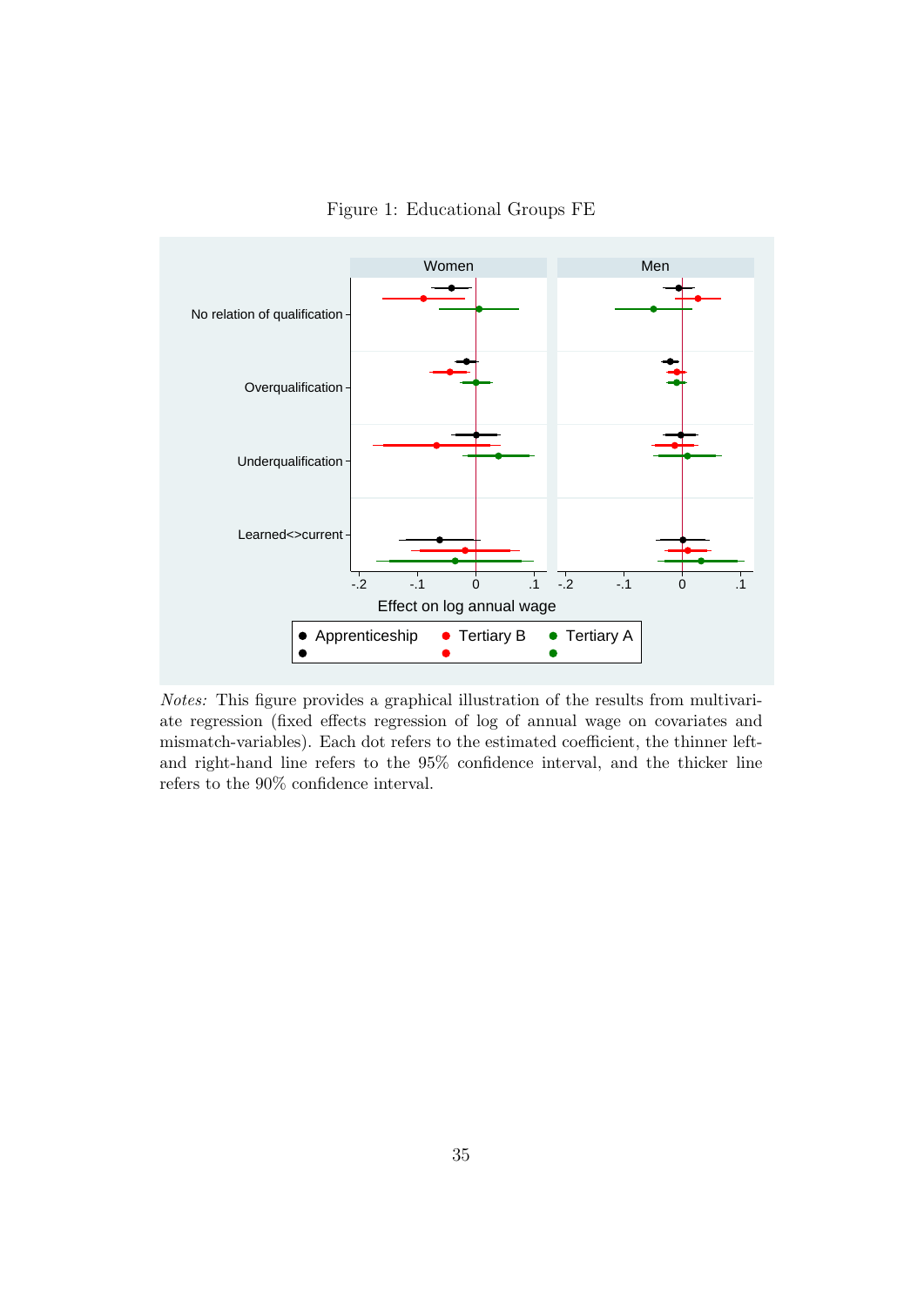Figure 1: Educational Groups FE

*Notes:* This figure provides a graphical illustration of the results from multivariate regression (fixed effects regression of log of annual wage on covariates and mismatch-variables). Each dot refers to the estimated coefficient, the thinner left- and right-hand line refers to the 95% confidence interval, and the thicker line refers to the 90% confidence interval.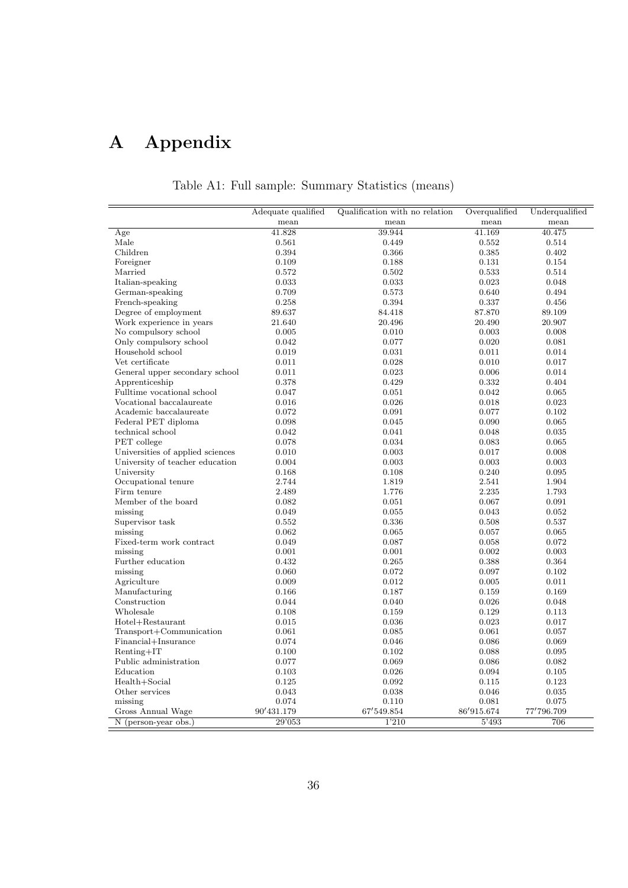# A Appendix

Table A1: Full sample: Summary Statistics (means)

| | Adequate qualified | Qualification with no relation | Overqualified | Underqualified |
|---|---|---|---|---|
| | mean | mean | mean | mean |
| Age | 41.828 | 39.944 | 41.169 | 40.475 |
| Male | 0.561 | 0.449 | 0.552 | 0.514 |
| Children | 0.394 | 0.366 | 0.385 | 0.402 |
| Foreigner | 0.109 | 0.188 | 0.131 | 0.154 |
| Married | 0.572 | 0.502 | 0.533 | 0.514 |
| Italian-speaking | 0.033 | 0.033 | 0.023 | 0.048 |
| German-speaking | 0.709 | 0.573 | 0.640 | 0.494 |
| French-speaking | 0.258 | 0.394 | 0.337 | 0.456 |
| Degree of employment | 89.637 | 84.418 | 87.870 | 89.109 |
| Work experience in years | 21.640 | 20.496 | 20.490 | 20.907 |
| No compulsory school | 0.005 | 0.010 | 0.003 | 0.008 |
| Only compulsory school | 0.042 | 0.077 | 0.020 | 0.081 |
| Household school | 0.019 | 0.031 | 0.011 | 0.014 |
| Vet certificate | 0.011 | 0.028 | 0.010 | 0.017 |
| General upper secondary school | 0.011 | 0.023 | 0.006 | 0.014 |
| Apprenticeship | 0.378 | 0.429 | 0.332 | 0.404 |
| Fulltime vocational school | 0.047 | 0.051 | 0.042 | 0.065 |
| Vocational baccalaureate | 0.016 | 0.026 | 0.018 | 0.023 |
| Academic baccalaureate | 0.072 | 0.091 | 0.077 | 0.102 |
| Federal PET diploma | 0.098 | 0.045 | 0.090 | 0.065 |
| technical school | 0.042 | 0.041 | 0.048 | 0.035 |
| PET college | 0.078 | 0.034 | 0.083 | 0.065 |
| Universities of applied sciences | 0.010 | 0.003 | 0.017 | 0.008 |
| University of teacher education | 0.004 | 0.003 | 0.003 | 0.003 |
| University | 0.168 | 0.108 | 0.240 | 0.095 |
| Occupational tenure | 2.744 | 1.819 | 2.541 | 1.904 |
| Firm tenure | 2.489 | 1.776 | 2.235 | 1.793 |
| Member of the board | 0.082 | 0.051 | 0.067 | 0.091 |
| missing | 0.049 | 0.055 | 0.043 | 0.052 |
| Supervisor task | 0.552 | 0.336 | 0.508 | 0.537 |
| missing | 0.062 | 0.065 | 0.057 | 0.065 |
| Fixed-term work contract | 0.049 | 0.087 | 0.058 | 0.072 |
| missing | 0.001 | 0.001 | 0.002 | 0.003 |
| Further education | 0.432 | 0.265 | 0.388 | 0.364 |
| missing | 0.060 | 0.072 | 0.097 | 0.102 |
| Agriculture | 0.009 | 0.012 | 0.005 | 0.011 |
| Manufacturing | 0.166 | 0.187 | 0.159 | 0.169 |
| Construction | 0.044 | 0.040 | 0.026 | 0.048 |
| Wholesale | 0.108 | 0.159 | 0.129 | 0.113 |
| Hotel+Restaurant | 0.015 | 0.036 | 0.023 | 0.017 |
| Transport+Communication | 0.061 | 0.085 | 0.061 | 0.057 |
| Financial+Insurance | 0.074 | 0.046 | 0.086 | 0.069 |
| Renting+IT | 0.100 | 0.102 | 0.088 | 0.095 |
| Public administration | 0.077 | 0.069 | 0.086 | 0.082 |
| Education | 0.103 | 0.026 | 0.094 | 0.105 |
| Health+Social | 0.125 | 0.092 | 0.115 | 0.123 |
| Other services | 0.043 | 0.038 | 0.046 | 0.035 |
| missing | 0.074 | 0.110 | 0.081 | 0.075 |
| Gross Annual Wage | 90'431.179 | 67'549.854 | 86'915.674 | 77'796.709 |
| N (person-year obs.) | 29'053 | 1'210 | 5'493 | 706 |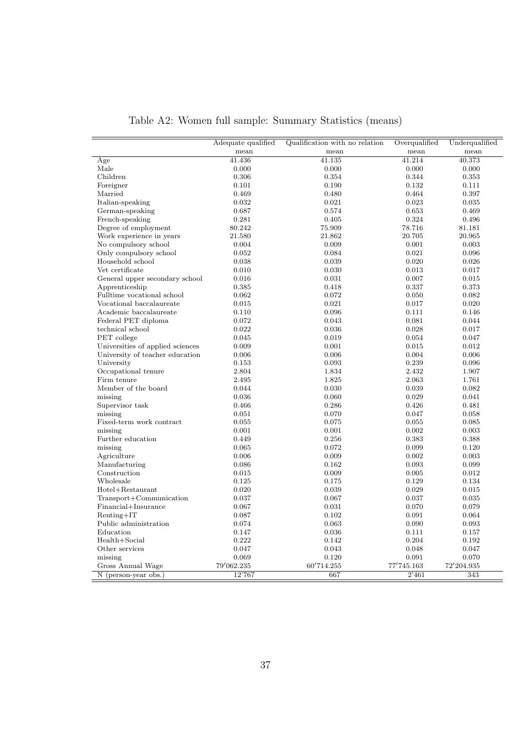Table A2: Women full sample: Summary Statistics (means)

| | Adequate qualified | Qualification with no relation | Overqualified | Underqualified |
|---|---|---|---|---|
| | mean | mean | mean | mean |
| Age | 41.436 | 41.135 | 41.214 | 40.373 |
| Male | 0.000 | 0.000 | 0.000 | 0.000 |
| Children | 0.306 | 0.354 | 0.344 | 0.353 |
| Foreigner | 0.101 | 0.190 | 0.132 | 0.111 |
| Married | 0.469 | 0.480 | 0.464 | 0.397 |
| Italian-speaking | 0.032 | 0.021 | 0.023 | 0.035 |
| German-speaking | 0.687 | 0.574 | 0.653 | 0.469 |
| French-speaking | 0.281 | 0.405 | 0.324 | 0.496 |
| Degree of employment | 80.242 | 75.909 | 78.716 | 81.181 |
| Work experience in years | 21.580 | 21.862 | 20.705 | 20.965 |
| No compulsory school | 0.004 | 0.009 | 0.001 | 0.003 |
| Only compulsory school | 0.052 | 0.084 | 0.021 | 0.096 |
| Household school | 0.038 | 0.039 | 0.020 | 0.026 |
| Vet certificate | 0.010 | 0.030 | 0.013 | 0.017 |
| General upper secondary school | 0.016 | 0.031 | 0.007 | 0.015 |
| Apprenticeship | 0.385 | 0.418 | 0.337 | 0.373 |
| Fulltime vocational school | 0.062 | 0.072 | 0.050 | 0.082 |
| Vocational baccalaureate | 0.015 | 0.021 | 0.017 | 0.020 |
| Academic baccalaureate | 0.110 | 0.096 | 0.111 | 0.146 |
| Federal PET diploma | 0.072 | 0.043 | 0.081 | 0.044 |
| technical school | 0.022 | 0.036 | 0.028 | 0.017 |
| PET college | 0.045 | 0.019 | 0.054 | 0.047 |
| Universities of applied sciences | 0.009 | 0.001 | 0.015 | 0.012 |
| University of teacher education | 0.006 | 0.006 | 0.004 | 0.006 |
| University | 0.153 | 0.093 | 0.239 | 0.096 |
| Occupational tenure | 2.804 | 1.834 | 2.432 | 1.907 |
| Firm tenure | 2.495 | 1.825 | 2.063 | 1.761 |
| Member of the board | 0.044 | 0.030 | 0.039 | 0.082 |
| missing | 0.036 | 0.060 | 0.029 | 0.041 |
| Supervisor task | 0.466 | 0.286 | 0.426 | 0.481 |
| missing | 0.051 | 0.070 | 0.047 | 0.058 |
| Fixed-term work contract | 0.055 | 0.075 | 0.055 | 0.085 |
| missing | 0.001 | 0.001 | 0.002 | 0.003 |
| Further education | 0.449 | 0.256 | 0.383 | 0.388 |
| missing | 0.065 | 0.072 | 0.099 | 0.120 |
| Agriculture | 0.006 | 0.009 | 0.002 | 0.003 |
| Manufacturing | 0.086 | 0.162 | 0.093 | 0.099 |
| Construction | 0.015 | 0.009 | 0.005 | 0.012 |
| Wholesale | 0.125 | 0.175 | 0.129 | 0.134 |
| Hotel+Restaurant | 0.020 | 0.039 | 0.029 | 0.015 |
| Transport+Communication | 0.037 | 0.067 | 0.037 | 0.035 |
| Financial+Insurance | 0.067 | 0.031 | 0.070 | 0.079 |
| Renting+IT | 0.087 | 0.102 | 0.091 | 0.064 |
| Public administration | 0.074 | 0.063 | 0.090 | 0.093 |
| Education | 0.147 | 0.036 | 0.111 | 0.157 |
| Health+Social | 0.222 | 0.142 | 0.204 | 0.192 |
| Other services | 0.047 | 0.043 | 0.048 | 0.047 |
| missing | 0.069 | 0.120 | 0.091 | 0.070 |
| Gross Annual Wage | 79'062.235 | 60'714.255 | 77'745.163 | 72'204.935 |
| N (person-year obs.) | 12'767 | 667 | 2'461 | 343 |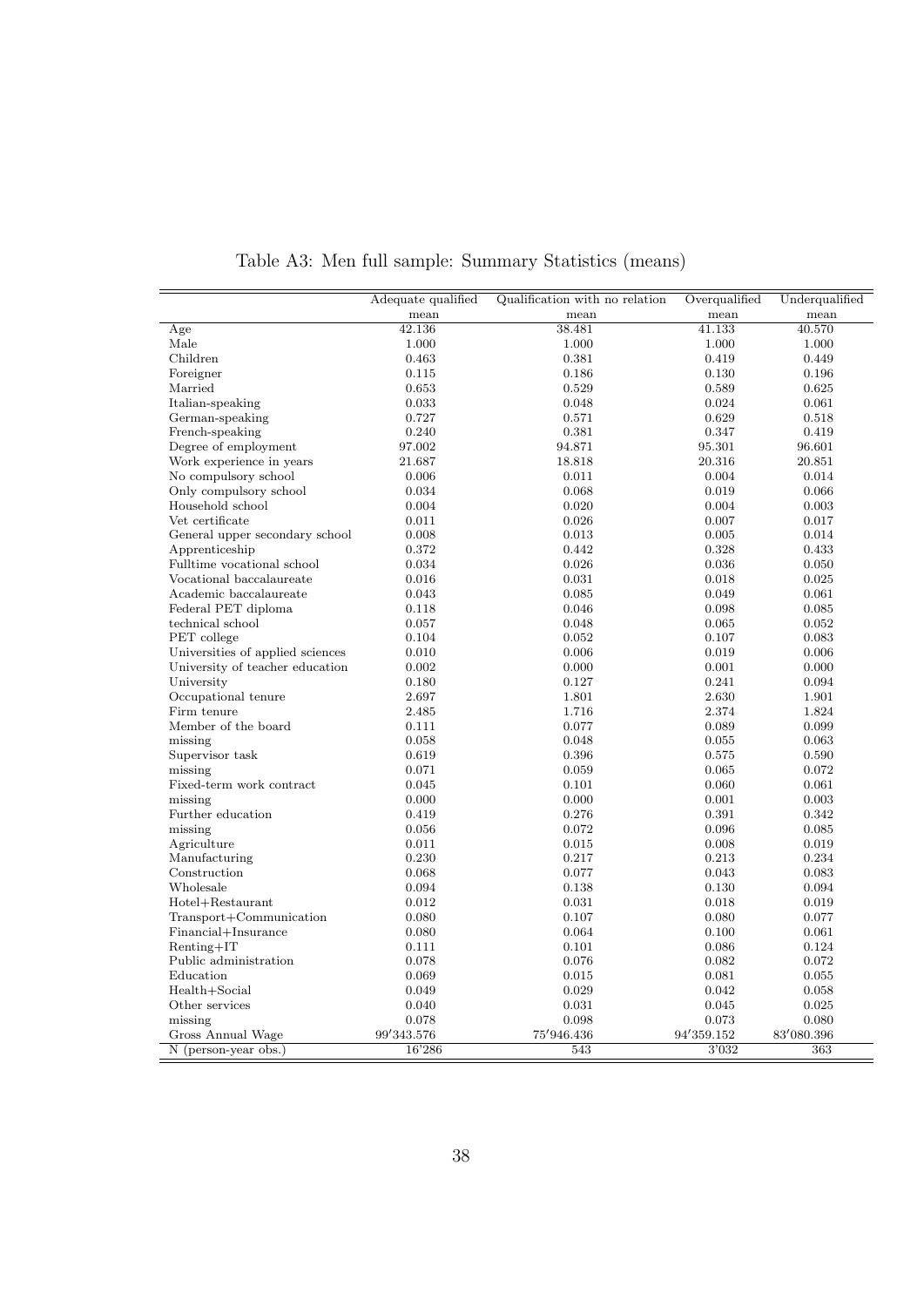Table A3: Men full sample: Summary Statistics (means)

| | Adequate qualified | Qualification with no relation | Overqualified | Underqualified |
|---|---|---|---|---|
| | mean | mean | mean | mean |
| Age | 42.136 | 38.481 | 41.133 | 40.570 |
| Male | 1.000 | 1.000 | 1.000 | 1.000 |
| Children | 0.463 | 0.381 | 0.419 | 0.449 |
| Foreigner | 0.115 | 0.186 | 0.130 | 0.196 |
| Married | 0.653 | 0.529 | 0.589 | 0.625 |
| Italian-speaking | 0.033 | 0.048 | 0.024 | 0.061 |
| German-speaking | 0.727 | 0.571 | 0.629 | 0.518 |
| French-speaking | 0.240 | 0.381 | 0.347 | 0.419 |
| Degree of employment | 97.002 | 94.871 | 95.301 | 96.601 |
| Work experience in years | 21.687 | 18.818 | 20.316 | 20.851 |
| No compulsory school | 0.006 | 0.011 | 0.004 | 0.014 |
| Only compulsory school | 0.034 | 0.068 | 0.019 | 0.066 |
| Household school | 0.004 | 0.020 | 0.004 | 0.003 |
| Vet certificate | 0.011 | 0.026 | 0.007 | 0.017 |
| General upper secondary school | 0.008 | 0.013 | 0.005 | 0.014 |
| Apprenticeship | 0.372 | 0.442 | 0.328 | 0.433 |
| Fulltime vocational school | 0.034 | 0.026 | 0.036 | 0.050 |
| Vocational baccalaureate | 0.016 | 0.031 | 0.018 | 0.025 |
| Academic baccalaureate | 0.043 | 0.085 | 0.049 | 0.061 |
| Federal PET diploma | 0.118 | 0.046 | 0.098 | 0.085 |
| technical school | 0.057 | 0.048 | 0.065 | 0.052 |
| PET college | 0.104 | 0.052 | 0.107 | 0.083 |
| Universities of applied sciences | 0.010 | 0.006 | 0.019 | 0.006 |
| University of teacher education | 0.002 | 0.000 | 0.001 | 0.000 |
| University | 0.180 | 0.127 | 0.241 | 0.094 |
| Occupational tenure | 2.697 | 1.801 | 2.630 | 1.901 |
| Firm tenure | 2.485 | 1.716 | 2.374 | 1.824 |
| Member of the board | 0.111 | 0.077 | 0.089 | 0.099 |
| missing | 0.058 | 0.048 | 0.055 | 0.063 |
| Supervisor task | 0.619 | 0.396 | 0.575 | 0.590 |
| missing | 0.071 | 0.059 | 0.065 | 0.072 |
| Fixed-term work contract | 0.045 | 0.101 | 0.060 | 0.061 |
| missing | 0.000 | 0.000 | 0.001 | 0.003 |
| Further education | 0.419 | 0.276 | 0.391 | 0.342 |
| missing | 0.056 | 0.072 | 0.096 | 0.085 |
| Agriculture | 0.011 | 0.015 | 0.008 | 0.019 |
| Manufacturing | 0.230 | 0.217 | 0.213 | 0.234 |
| Construction | 0.068 | 0.077 | 0.043 | 0.083 |
| Wholesale | 0.094 | 0.138 | 0.130 | 0.094 |
| Hotel+Restaurant | 0.012 | 0.031 | 0.018 | 0.019 |
| Transport+Communication | 0.080 | 0.107 | 0.080 | 0.077 |
| Financial+Insurance | 0.080 | 0.064 | 0.100 | 0.061 |
| Renting+IT | 0.111 | 0.101 | 0.086 | 0.124 |
| Public administration | 0.078 | 0.076 | 0.082 | 0.072 |
| Education | 0.069 | 0.015 | 0.081 | 0.055 |
| Health+Social | 0.049 | 0.029 | 0.042 | 0.058 |
| Other services | 0.040 | 0.031 | 0.045 | 0.025 |
| missing | 0.078 | 0.098 | 0.073 | 0.080 |
| Gross Annual Wage | 99'343.576 | 75'946.436 | 94'359.152 | 83'080.396 |
| N (person-year obs.) | 16'286 | 543 | 3'032 | 363 |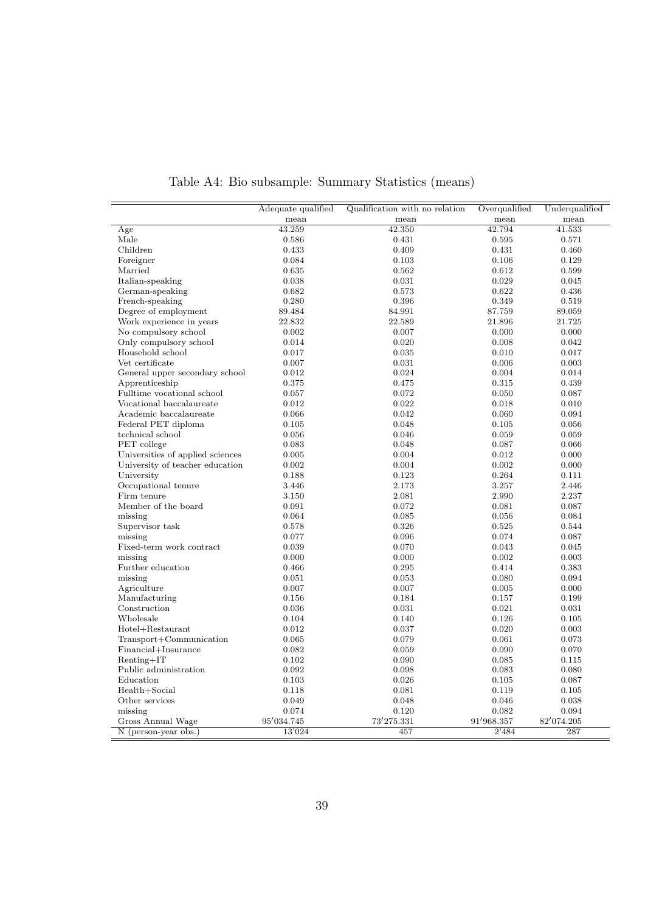Table A4: Bio subsample: Summary Statistics (means)

| | Adequate qualified | Qualification with no relation | Overqualified | Underqualified |
|---|---|---|---|---|
| | mean | mean | mean | mean |
| Age | 43.259 | 42.350 | 42.794 | 41.533 |
| Male | 0.586 | 0.431 | 0.595 | 0.571 |
| Children | 0.433 | 0.409 | 0.431 | 0.460 |
| Foreigner | 0.084 | 0.103 | 0.106 | 0.129 |
| Married | 0.635 | 0.562 | 0.612 | 0.599 |
| Italian-speaking | 0.038 | 0.031 | 0.029 | 0.045 |
| German-speaking | 0.682 | 0.573 | 0.622 | 0.436 |
| French-speaking | 0.280 | 0.396 | 0.349 | 0.519 |
| Degree of employment | 89.484 | 84.991 | 87.759 | 89.059 |
| Work experience in years | 22.832 | 22.589 | 21.896 | 21.725 |
| No compulsory school | 0.002 | 0.007 | 0.000 | 0.000 |
| Only compulsory school | 0.014 | 0.020 | 0.008 | 0.042 |
| Household school | 0.017 | 0.035 | 0.010 | 0.017 |
| Vet certificate | 0.007 | 0.031 | 0.006 | 0.003 |
| General upper secondary school | 0.012 | 0.024 | 0.004 | 0.014 |
| Apprenticeship | 0.375 | 0.475 | 0.315 | 0.439 |
| Fulltime vocational school | 0.057 | 0.072 | 0.050 | 0.087 |
| Vocational baccalaureate | 0.012 | 0.022 | 0.018 | 0.010 |
| Academic baccalaureate | 0.066 | 0.042 | 0.060 | 0.094 |
| Federal PET diploma | 0.105 | 0.048 | 0.105 | 0.056 |
| technical school | 0.056 | 0.046 | 0.059 | 0.059 |
| PET college | 0.083 | 0.048 | 0.087 | 0.066 |
| Universities of applied sciences | 0.005 | 0.004 | 0.012 | 0.000 |
| University of teacher education | 0.002 | 0.004 | 0.002 | 0.000 |
| University | 0.188 | 0.123 | 0.264 | 0.111 |
| Occupational tenure | 3.446 | 2.173 | 3.257 | 2.446 |
| Firm tenure | 3.150 | 2.081 | 2.990 | 2.237 |
| Member of the board | 0.091 | 0.072 | 0.081 | 0.087 |
| missing | 0.064 | 0.085 | 0.056 | 0.084 |
| Supervisor task | 0.578 | 0.326 | 0.525 | 0.544 |
| missing | 0.077 | 0.096 | 0.074 | 0.087 |
| Fixed-term work contract | 0.039 | 0.070 | 0.043 | 0.045 |
| missing | 0.000 | 0.000 | 0.002 | 0.003 |
| Further education | 0.466 | 0.295 | 0.414 | 0.383 |
| missing | 0.051 | 0.053 | 0.080 | 0.094 |
| Agriculture | 0.007 | 0.007 | 0.005 | 0.000 |
| Manufacturing | 0.156 | 0.184 | 0.157 | 0.199 |
| Construction | 0.036 | 0.031 | 0.021 | 0.031 |
| Wholesale | 0.104 | 0.140 | 0.126 | 0.105 |
| Hotel+Restaurant | 0.012 | 0.037 | 0.020 | 0.003 |
| Transport+Communication | 0.065 | 0.079 | 0.061 | 0.073 |
| Financial+Insurance | 0.082 | 0.059 | 0.090 | 0.070 |
| Renting+IT | 0.102 | 0.090 | 0.085 | 0.115 |
| Public administration | 0.092 | 0.098 | 0.083 | 0.080 |
| Education | 0.103 | 0.026 | 0.105 | 0.087 |
| Health+Social | 0.118 | 0.081 | 0.119 | 0.105 |
| Other services | 0.049 | 0.048 | 0.046 | 0.038 |
| missing | 0.074 | 0.120 | 0.082 | 0.094 |
| Gross Annual Wage | 95'034.745 | 73'275.331 | 91'968.357 | 82'074.205 |
| N (person-year obs.) | 13'024 | 457 | 2'484 | 287 |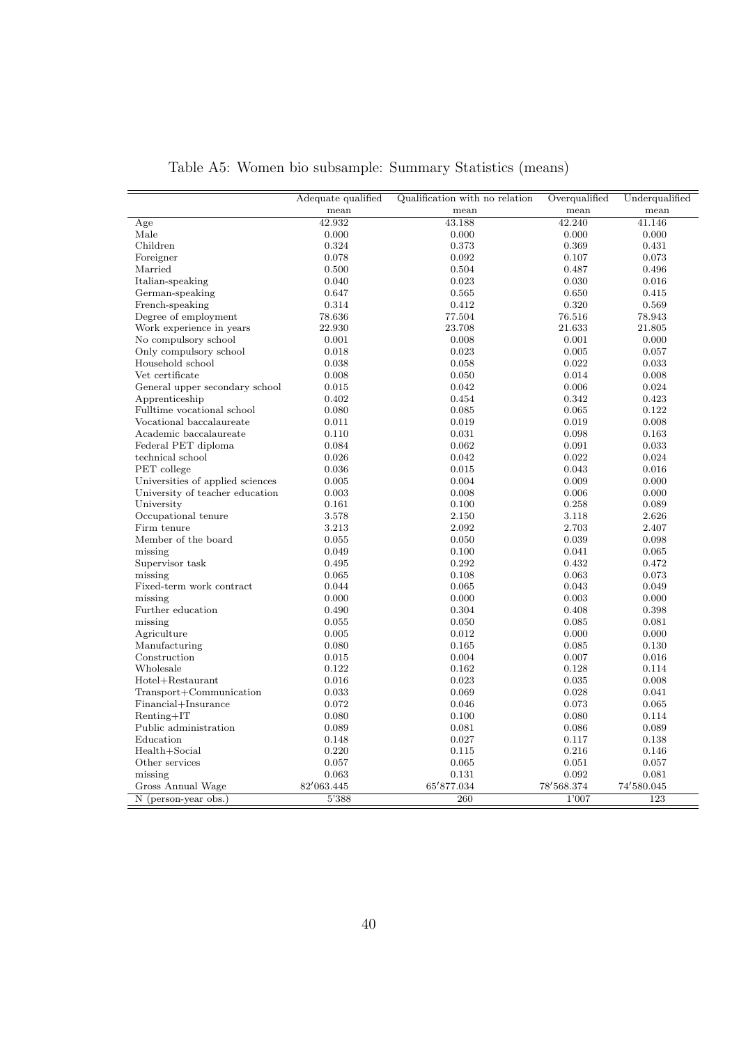Table A5: Women bio subsample: Summary Statistics (means)

| | Adequate qualified | Qualification with no relation | Overqualified | Underqualified |
|---|---|---|---|---|
| | mean | mean | mean | mean |
| Age | 42.932 | 43.188 | 42.240 | 41.146 |
| Male | 0.000 | 0.000 | 0.000 | 0.000 |
| Children | 0.324 | 0.373 | 0.369 | 0.431 |
| Foreigner | 0.078 | 0.092 | 0.107 | 0.073 |
| Married | 0.500 | 0.504 | 0.487 | 0.496 |
| Italian-speaking | 0.040 | 0.023 | 0.030 | 0.016 |
| German-speaking | 0.647 | 0.565 | 0.650 | 0.415 |
| French-speaking | 0.314 | 0.412 | 0.320 | 0.569 |
| Degree of employment | 78.636 | 77.504 | 76.516 | 78.943 |
| Work experience in years | 22.930 | 23.708 | 21.633 | 21.805 |
| No compulsory school | 0.001 | 0.008 | 0.001 | 0.000 |
| Only compulsory school | 0.018 | 0.023 | 0.005 | 0.057 |
| Household school | 0.038 | 0.058 | 0.022 | 0.033 |
| Vet certificate | 0.008 | 0.050 | 0.014 | 0.008 |
| General upper secondary school | 0.015 | 0.042 | 0.006 | 0.024 |
| Apprenticeship | 0.402 | 0.454 | 0.342 | 0.423 |
| Fulltime vocational school | 0.080 | 0.085 | 0.065 | 0.122 |
| Vocational baccalaureate | 0.011 | 0.019 | 0.019 | 0.008 |
| Academic baccalaureate | 0.110 | 0.031 | 0.098 | 0.163 |
| Federal PET diploma | 0.084 | 0.062 | 0.091 | 0.033 |
| technical school | 0.026 | 0.042 | 0.022 | 0.024 |
| PET college | 0.036 | 0.015 | 0.043 | 0.016 |
| Universities of applied sciences | 0.005 | 0.004 | 0.009 | 0.000 |
| University of teacher education | 0.003 | 0.008 | 0.006 | 0.000 |
| University | 0.161 | 0.100 | 0.258 | 0.089 |
| Occupational tenure | 3.578 | 2.150 | 3.118 | 2.626 |
| Firm tenure | 3.213 | 2.092 | 2.703 | 2.407 |
| Member of the board | 0.055 | 0.050 | 0.039 | 0.098 |
| missing | 0.049 | 0.100 | 0.041 | 0.065 |
| Supervisor task | 0.495 | 0.292 | 0.432 | 0.472 |
| missing | 0.065 | 0.108 | 0.063 | 0.073 |
| Fixed-term work contract | 0.044 | 0.065 | 0.043 | 0.049 |
| missing | 0.000 | 0.000 | 0.003 | 0.000 |
| Further education | 0.490 | 0.304 | 0.408 | 0.398 |
| missing | 0.055 | 0.050 | 0.085 | 0.081 |
| Agriculture | 0.005 | 0.012 | 0.000 | 0.000 |
| Manufacturing | 0.080 | 0.165 | 0.085 | 0.130 |
| Construction | 0.015 | 0.004 | 0.007 | 0.016 |
| Wholesale | 0.122 | 0.162 | 0.128 | 0.114 |
| Hotel+Restaurant | 0.016 | 0.023 | 0.035 | 0.008 |
| Transport+Communication | 0.033 | 0.069 | 0.028 | 0.041 |
| Financial+Insurance | 0.072 | 0.046 | 0.073 | 0.065 |
| Renting+IT | 0.080 | 0.100 | 0.080 | 0.114 |
| Public administration | 0.089 | 0.081 | 0.086 | 0.089 |
| Education | 0.148 | 0.027 | 0.117 | 0.138 |
| Health+Social | 0.220 | 0.115 | 0.216 | 0.146 |
| Other services | 0.057 | 0.065 | 0.051 | 0.057 |
| missing | 0.063 | 0.131 | 0.092 | 0.081 |
| Gross Annual Wage | 82'063.445 | 65'877.034 | 78'568.374 | 74'580.045 |
| N (person-year obs.) | 5'388 | 260 | 1'007 | 123 |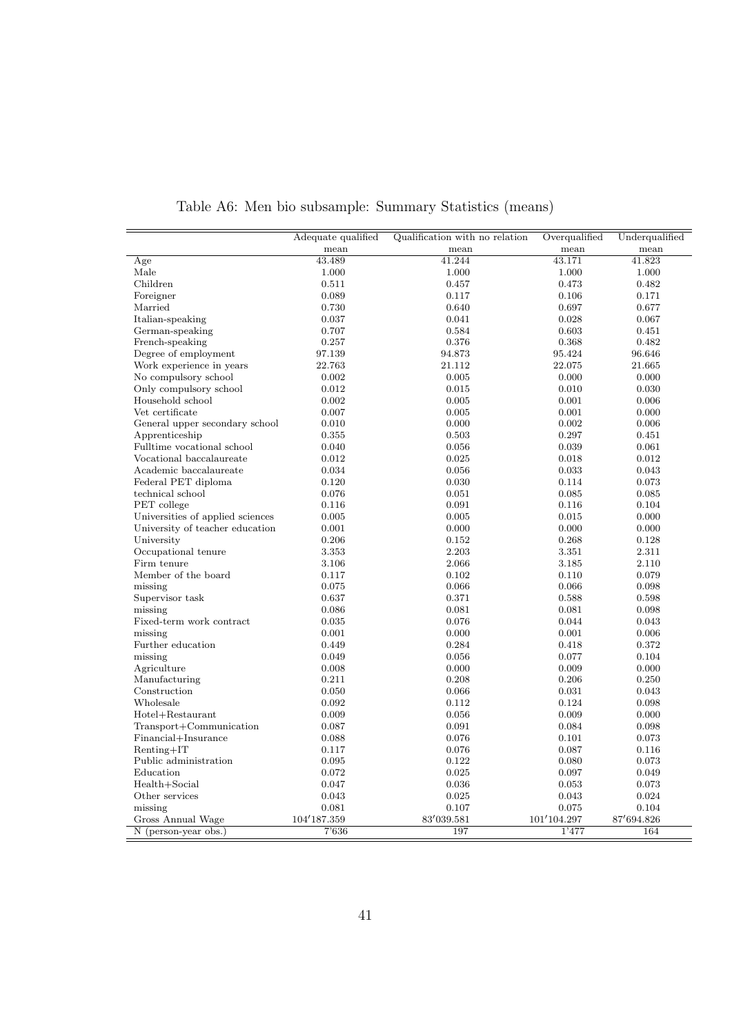Table A6: Men bio subsample: Summary Statistics (means)

| | Adequate qualified | Qualification with no relation | Overqualified | Underqualified |
|---|---|---|---|---|
| | mean | mean | mean | mean |
| Age | 43.489 | 41.244 | 43.171 | 41.823 |
| Male | 1.000 | 1.000 | 1.000 | 1.000 |
| Children | 0.511 | 0.457 | 0.473 | 0.482 |
| Foreigner | 0.089 | 0.117 | 0.106 | 0.171 |
| Married | 0.730 | 0.640 | 0.697 | 0.677 |
| Italian-speaking | 0.037 | 0.041 | 0.028 | 0.067 |
| German-speaking | 0.707 | 0.584 | 0.603 | 0.451 |
| French-speaking | 0.257 | 0.376 | 0.368 | 0.482 |
| Degree of employment | 97.139 | 94.873 | 95.424 | 96.646 |
| Work experience in years | 22.763 | 21.112 | 22.075 | 21.665 |
| No compulsory school | 0.002 | 0.005 | 0.000 | 0.000 |
| Only compulsory school | 0.012 | 0.015 | 0.010 | 0.030 |
| Household school | 0.002 | 0.005 | 0.001 | 0.006 |
| Vet certificate | 0.007 | 0.005 | 0.001 | 0.000 |
| General upper secondary school | 0.010 | 0.000 | 0.002 | 0.006 |
| Apprenticeship | 0.355 | 0.503 | 0.297 | 0.451 |
| Fulltime vocational school | 0.040 | 0.056 | 0.039 | 0.061 |
| Vocational baccalaureate | 0.012 | 0.025 | 0.018 | 0.012 |
| Academic baccalaureate | 0.034 | 0.056 | 0.033 | 0.043 |
| Federal PET diploma | 0.120 | 0.030 | 0.114 | 0.073 |
| technical school | 0.076 | 0.051 | 0.085 | 0.085 |
| PET college | 0.116 | 0.091 | 0.116 | 0.104 |
| Universities of applied sciences | 0.005 | 0.005 | 0.015 | 0.000 |
| University of teacher education | 0.001 | 0.000 | 0.000 | 0.000 |
| University | 0.206 | 0.152 | 0.268 | 0.128 |
| Occupational tenure | 3.353 | 2.203 | 3.351 | 2.311 |
| Firm tenure | 3.106 | 2.066 | 3.185 | 2.110 |
| Member of the board | 0.117 | 0.102 | 0.110 | 0.079 |
| missing | 0.075 | 0.066 | 0.066 | 0.098 |
| Supervisor task | 0.637 | 0.371 | 0.588 | 0.598 |
| missing | 0.086 | 0.081 | 0.081 | 0.098 |
| Fixed-term work contract | 0.035 | 0.076 | 0.044 | 0.043 |
| missing | 0.001 | 0.000 | 0.001 | 0.006 |
| Further education | 0.449 | 0.284 | 0.418 | 0.372 |
| missing | 0.049 | 0.056 | 0.077 | 0.104 |
| Agriculture | 0.008 | 0.000 | 0.009 | 0.000 |
| Manufacturing | 0.211 | 0.208 | 0.206 | 0.250 |
| Construction | 0.050 | 0.066 | 0.031 | 0.043 |
| Wholesale | 0.092 | 0.112 | 0.124 | 0.098 |
| Hotel+Restaurant | 0.009 | 0.056 | 0.009 | 0.000 |
| Transport+Communication | 0.087 | 0.091 | 0.084 | 0.098 |
| Financial+Insurance | 0.088 | 0.076 | 0.101 | 0.073 |
| Renting+IT | 0.117 | 0.076 | 0.087 | 0.116 |
| Public administration | 0.095 | 0.122 | 0.080 | 0.073 |
| Education | 0.072 | 0.025 | 0.097 | 0.049 |
| Health+Social | 0.047 | 0.036 | 0.053 | 0.073 |
| Other services | 0.043 | 0.025 | 0.043 | 0.024 |
| missing | 0.081 | 0.107 | 0.075 | 0.104 |
| Gross Annual Wage | 104'187.359 | 83'039.581 | 101'104.297 | 87'694.826 |
| N (person-year obs.) | 7'636 | 197 | 1'477 | 164 |